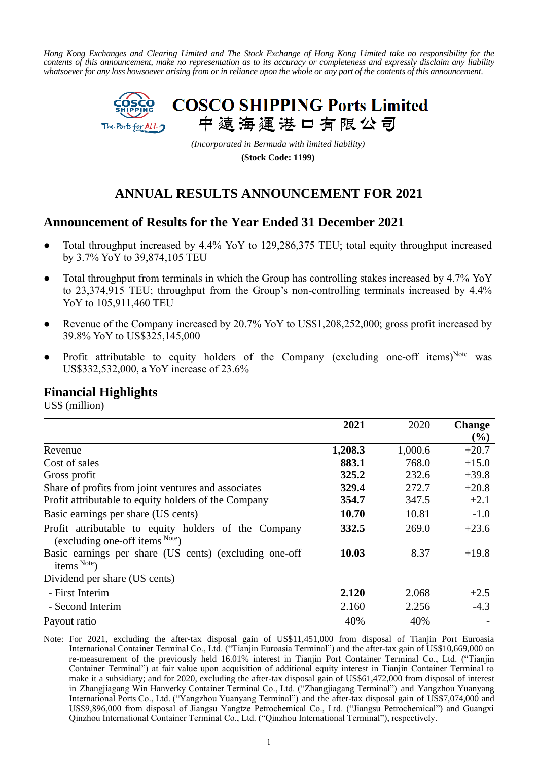*Hong Kong Exchanges and Clearing Limited and The Stock Exchange of Hong Kong Limited take no responsibility for the contents of this announcement, make no representation as to its accuracy or completeness and expressly disclaim any liability whatsoever for any loss howsoever arising from or in reliance upon the whole or any part of the contents of this announcement.*

# COSCO SHIPPING Ports Limited
# 中遠海運港口有限公司

*(Incorporated in Bermuda with limited liability)*

**(Stock Code: 1199)**

## ANNUAL RESULTS ANNOUNCEMENT FOR 2021

## Announcement of Results for the Year Ended 31 December 2021

- Total throughput increased by 4.4% YoY to 129,286,375 TEU; total equity throughput increased by 3.7% YoY to 39,874,105 TEU
- Total throughput from terminals in which the Group has controlling stakes increased by 4.7% YoY to 23,374,915 TEU; throughput from the Group's non-controlling terminals increased by 4.4% YoY to 105,911,460 TEU
- Revenue of the Company increased by 20.7% YoY to US$1,208,252,000; gross profit increased by 39.8% YoY to US$325,145,000
- Profit attributable to equity holders of the Company (excluding one-off items)[Note] was US$332,532,000, a YoY increase of 23.6%

## Financial Highlights

US$ (million)

| | **2021** | 2020 | **Change (%)** |
|---|---|---|---|
| Revenue | **1,208.3** | 1,000.6 | +20.7 |
| Cost of sales | **883.1** | 768.0 | +15.0 |
| Gross profit | **325.2** | 232.6 | +39.8 |
| Share of profits from joint ventures and associates | **329.4** | 272.7 | +20.8 |
| Profit attributable to equity holders of the Company | **354.7** | 347.5 | +2.1 |
| Basic earnings per share (US cents) | **10.70** | 10.81 | -1.0 |
| Profit attributable to equity holders of the Company (excluding one-off items [Note]) | **332.5** | 269.0 | +23.6 |
| Basic earnings per share (US cents) (excluding one-off items [Note]) | **10.03** | 8.37 | +19.8 |
| Dividend per share (US cents) | | | |
| - First Interim | **2.120** | 2.068 | +2.5 |
| - Second Interim | 2.160 | 2.256 | -4.3 |
| Payout ratio | 40% | 40% | - |

Note: For 2021, excluding the after-tax disposal gain of US$11,451,000 from disposal of Tianjin Port Euroasia International Container Terminal Co., Ltd. ("Tianjin Euroasia Terminal") and the after-tax gain of US$10,669,000 on re-measurement of the previously held 16.01% interest in Tianjin Port Container Terminal Co., Ltd. ("Tianjin Container Terminal") at fair value upon acquisition of additional equity interest in Tianjin Container Terminal to make it a subsidiary; and for 2020, excluding the after-tax disposal gain of US$61,472,000 from disposal of interest in Zhangjiagang Win Hanverky Container Terminal Co., Ltd. ("Zhangjiagang Terminal") and Yangzhou Yuanyang International Ports Co., Ltd. ("Yangzhou Yuanyang Terminal") and the after-tax disposal gain of US$7,074,000 and US$9,896,000 from disposal of Jiangsu Yangtze Petrochemical Co., Ltd. ("Jiangsu Petrochemical") and Guangxi Qinzhou International Container Terminal Co., Ltd. ("Qinzhou International Terminal"), respectively.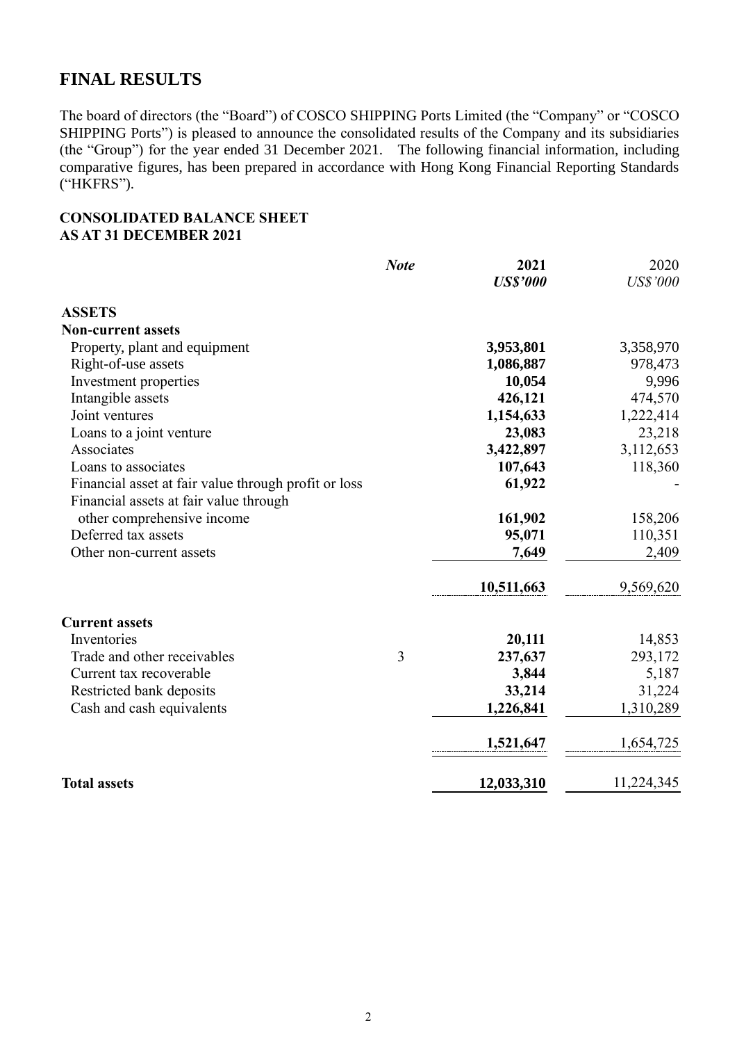# FINAL RESULTS

The board of directors (the "Board") of COSCO SHIPPING Ports Limited (the "Company" or "COSCO SHIPPING Ports") is pleased to announce the consolidated results of the Company and its subsidiaries (the "Group") for the year ended 31 December 2021. The following financial information, including comparative figures, has been prepared in accordance with Hong Kong Financial Reporting Standards ("HKFRS").

## CONSOLIDATED BALANCE SHEET
## AS AT 31 DECEMBER 2021

| | *Note* | **2021** | 2020 |
|---|---|---|---|
| | | ***US$'000*** | *US$'000* |
| **ASSETS** | | | |
| **Non-current assets** | | | |
| Property, plant and equipment | | **3,953,801** | 3,358,970 |
| Right-of-use assets | | **1,086,887** | 978,473 |
| Investment properties | | **10,054** | 9,996 |
| Intangible assets | | **426,121** | 474,570 |
| Joint ventures | | **1,154,633** | 1,222,414 |
| Loans to a joint venture | | **23,083** | 23,218 |
| Associates | | **3,422,897** | 3,112,653 |
| Loans to associates | | **107,643** | 118,360 |
| Financial asset at fair value through profit or loss | | **61,922** | - |
| Financial assets at fair value through other comprehensive income | | **161,902** | 158,206 |
| Deferred tax assets | | **95,071** | 110,351 |
| Other non-current assets | | **7,649** | 2,409 |
| | | **10,511,663** | 9,569,620 |
| **Current assets** | | | |
| Inventories | | **20,111** | 14,853 |
| Trade and other receivables | 3 | **237,637** | 293,172 |
| Current tax recoverable | | **3,844** | 5,187 |
| Restricted bank deposits | | **33,214** | 31,224 |
| Cash and cash equivalents | | **1,226,841** | 1,310,289 |
| | | **1,521,647** | 1,654,725 |
| **Total assets** | | **12,033,310** | 11,224,345 |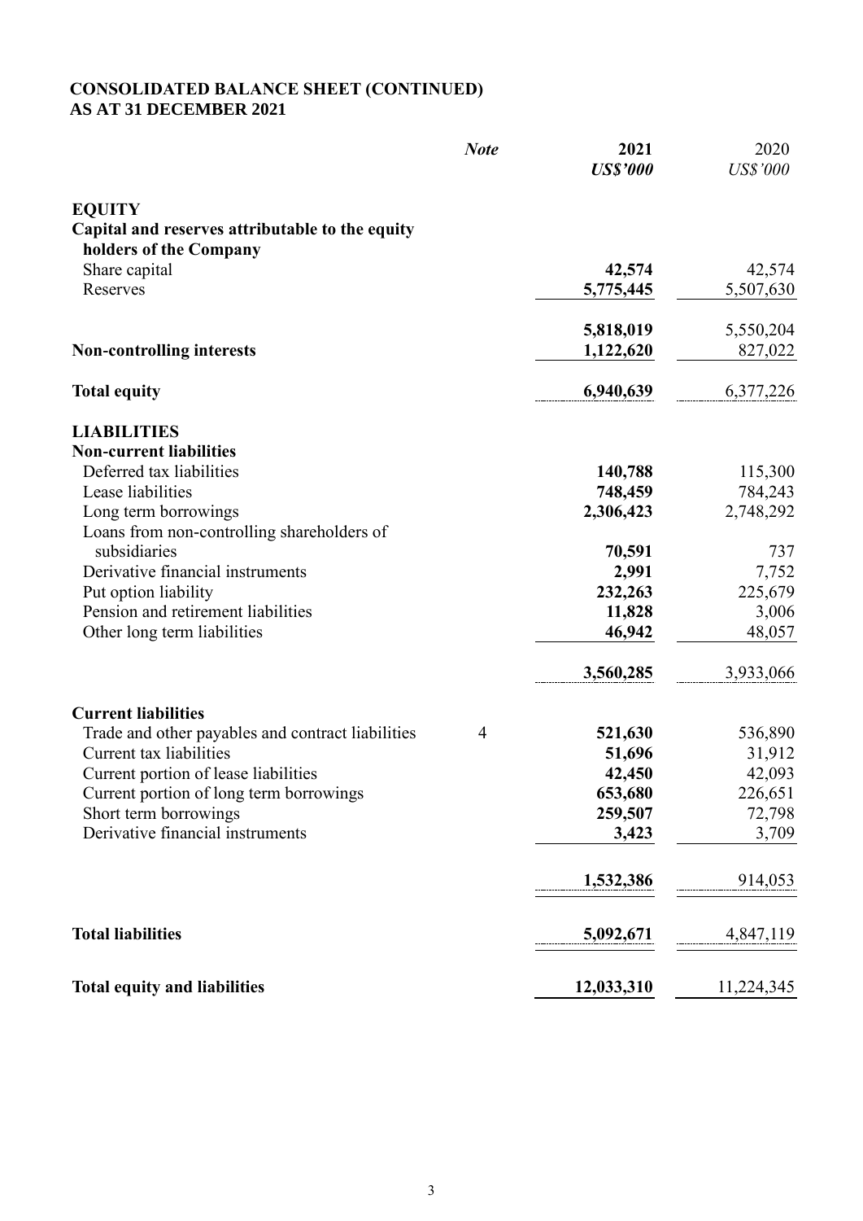## CONSOLIDATED BALANCE SHEET (CONTINUED)
## AS AT 31 DECEMBER 2021

| | *Note* | **2021** *US$'000* | 2020 *US$'000* |
|---|---|---|---|
| **EQUITY** | | | |
| **Capital and reserves attributable to the equity holders of the Company** | | | |
| Share capital | | **42,574** | 42,574 |
| Reserves | | **5,775,445** | 5,507,630 |
| | | **5,818,019** | 5,550,204 |
| **Non-controlling interests** | | **1,122,620** | 827,022 |
| **Total equity** | | **6,940,639** | 6,377,226 |
| **LIABILITIES** | | | |
| **Non-current liabilities** | | | |
| Deferred tax liabilities | | **140,788** | 115,300 |
| Lease liabilities | | **748,459** | 784,243 |
| Long term borrowings | | **2,306,423** | 2,748,292 |
| Loans from non-controlling shareholders of subsidiaries | | **70,591** | 737 |
| Derivative financial instruments | | **2,991** | 7,752 |
| Put option liability | | **232,263** | 225,679 |
| Pension and retirement liabilities | | **11,828** | 3,006 |
| Other long term liabilities | | **46,942** | 48,057 |
| | | **3,560,285** | 3,933,066 |
| **Current liabilities** | | | |
| Trade and other payables and contract liabilities | 4 | **521,630** | 536,890 |
| Current tax liabilities | | **51,696** | 31,912 |
| Current portion of lease liabilities | | **42,450** | 42,093 |
| Current portion of long term borrowings | | **653,680** | 226,651 |
| Short term borrowings | | **259,507** | 72,798 |
| Derivative financial instruments | | **3,423** | 3,709 |
| | | **1,532,386** | 914,053 |
| **Total liabilities** | | **5,092,671** | 4,847,119 |
| **Total equity and liabilities** | | **12,033,310** | 11,224,345 |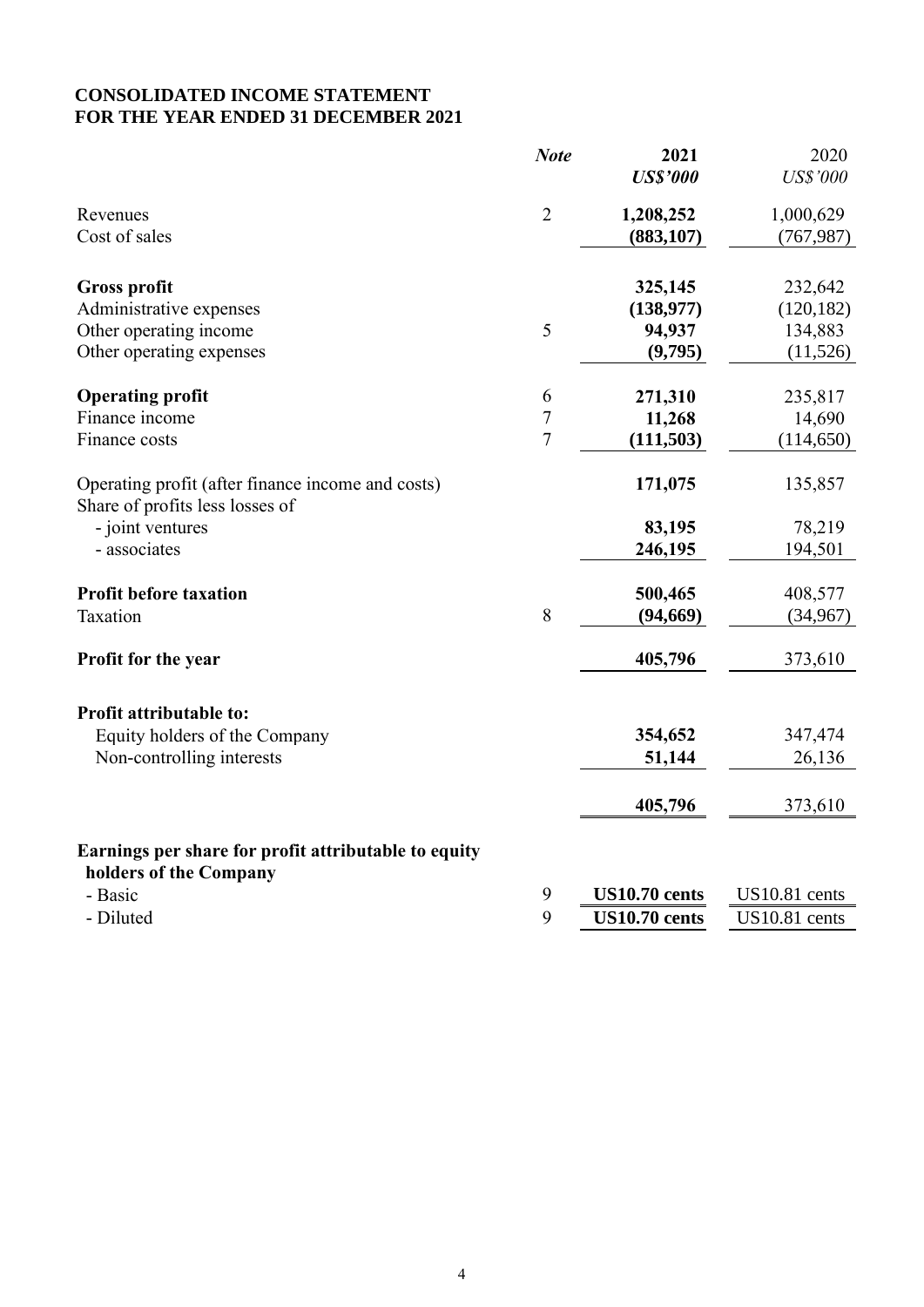# CONSOLIDATED INCOME STATEMENT
# FOR THE YEAR ENDED 31 DECEMBER 2021

| | *Note* | **2021** | 2020 |
|---|---|---|---|
| | | ***US$'000*** | *US$'000* |
| Revenues | 2 | **1,208,252** | 1,000,629 |
| Cost of sales | | **(883,107)** | (767,987) |
| **Gross profit** | | **325,145** | 232,642 |
| Administrative expenses | | **(138,977)** | (120,182) |
| Other operating income | 5 | **94,937** | 134,883 |
| Other operating expenses | | **(9,795)** | (11,526) |
| **Operating profit** | 6 | **271,310** | 235,817 |
| Finance income | 7 | **11,268** | 14,690 |
| Finance costs | 7 | **(111,503)** | (114,650) |
| Operating profit (after finance income and costs) | | **171,075** | 135,857 |
| Share of profits less losses of | | | |
| - joint ventures | | **83,195** | 78,219 |
| - associates | | **246,195** | 194,501 |
| **Profit before taxation** | | **500,465** | 408,577 |
| Taxation | 8 | **(94,669)** | (34,967) |
| **Profit for the year** | | **405,796** | 373,610 |
| **Profit attributable to:** | | | |
| Equity holders of the Company | | **354,652** | 347,474 |
| Non-controlling interests | | **51,144** | 26,136 |
| | | **405,796** | 373,610 |
| **Earnings per share for profit attributable to equity holders of the Company** | | | |
| - Basic | 9 | **US10.70 cents** | US10.81 cents |
| - Diluted | 9 | **US10.70 cents** | US10.81 cents |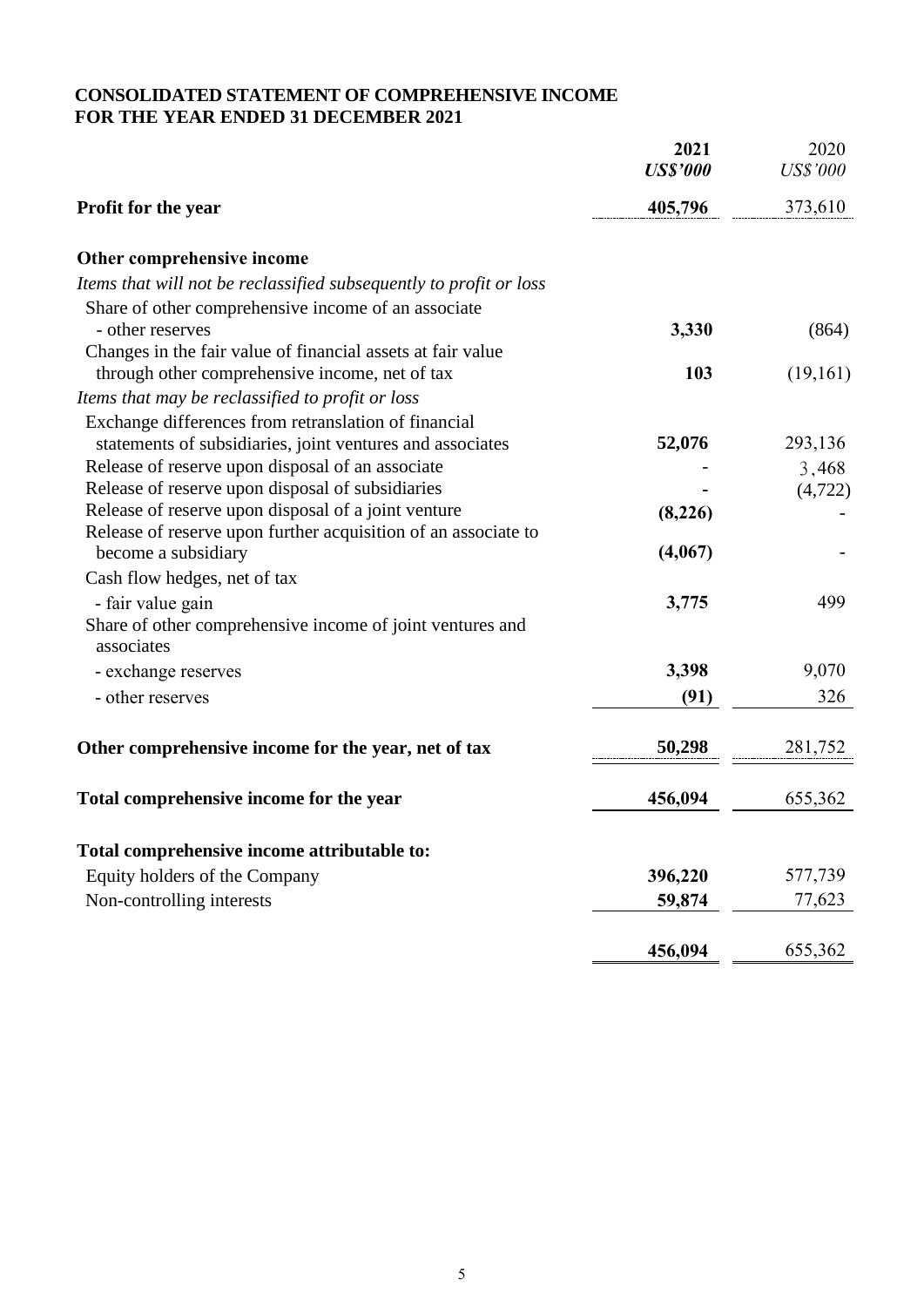**CONSOLIDATED STATEMENT OF COMPREHENSIVE INCOME**
**FOR THE YEAR ENDED 31 DECEMBER 2021**

| | 2021 *US$'000* | 2020 *US$'000* |
|---|---|---|
| **Profit for the year** | **405,796** | 373,610 |
| **Other comprehensive income** | | |
| *Items that will not be reclassified subsequently to profit or loss* | | |
| Share of other comprehensive income of an associate - other reserves | **3,330** | (864) |
| Changes in the fair value of financial assets at fair value through other comprehensive income, net of tax | **103** | (19,161) |
| *Items that may be reclassified to profit or loss* | | |
| Exchange differences from retranslation of financial statements of subsidiaries, joint ventures and associates | **52,076** | 293,136 |
| Release of reserve upon disposal of an associate | **-** | 3,468 |
| Release of reserve upon disposal of subsidiaries | **-** | (4,722) |
| Release of reserve upon disposal of a joint venture | **(8,226)** | - |
| Release of reserve upon further acquisition of an associate to become a subsidiary | **(4,067)** | - |
| Cash flow hedges, net of tax | | |
| - fair value gain | **3,775** | 499 |
| Share of other comprehensive income of joint ventures and associates | | |
| - exchange reserves | **3,398** | 9,070 |
| - other reserves | **(91)** | 326 |
| **Other comprehensive income for the year, net of tax** | **50,298** | 281,752 |
| **Total comprehensive income for the year** | **456,094** | 655,362 |
| **Total comprehensive income attributable to:** | | |
| Equity holders of the Company | **396,220** | 577,739 |
| Non-controlling interests | **59,874** | 77,623 |
| | **456,094** | 655,362 |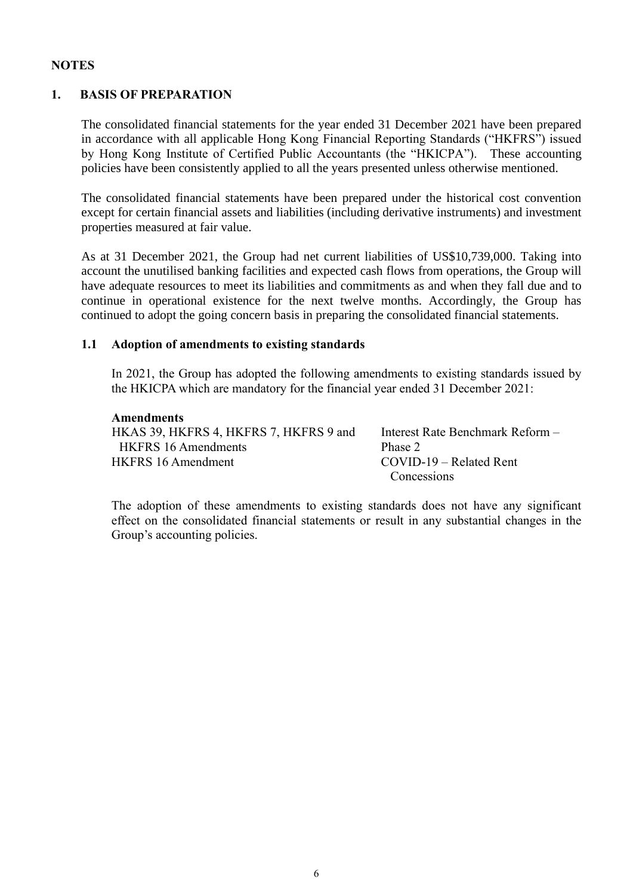## NOTES

### 1. BASIS OF PREPARATION

The consolidated financial statements for the year ended 31 December 2021 have been prepared in accordance with all applicable Hong Kong Financial Reporting Standards ("HKFRS") issued by Hong Kong Institute of Certified Public Accountants (the "HKICPA"). These accounting policies have been consistently applied to all the years presented unless otherwise mentioned.

The consolidated financial statements have been prepared under the historical cost convention except for certain financial assets and liabilities (including derivative instruments) and investment properties measured at fair value.

As at 31 December 2021, the Group had net current liabilities of US$10,739,000. Taking into account the unutilised banking facilities and expected cash flows from operations, the Group will have adequate resources to meet its liabilities and commitments as and when they fall due and to continue in operational existence for the next twelve months. Accordingly, the Group has continued to adopt the going concern basis in preparing the consolidated financial statements.

#### 1.1 Adoption of amendments to existing standards

In 2021, the Group has adopted the following amendments to existing standards issued by the HKICPA which are mandatory for the financial year ended 31 December 2021:

| **Amendments** | |
|---|---|
| HKAS 39, HKFRS 4, HKFRS 7, HKFRS 9 and HKFRS 16 Amendments | Interest Rate Benchmark Reform – Phase 2 |
| HKFRS 16 Amendment | COVID-19 – Related Rent Concessions |

The adoption of these amendments to existing standards does not have any significant effect on the consolidated financial statements or result in any substantial changes in the Group's accounting policies.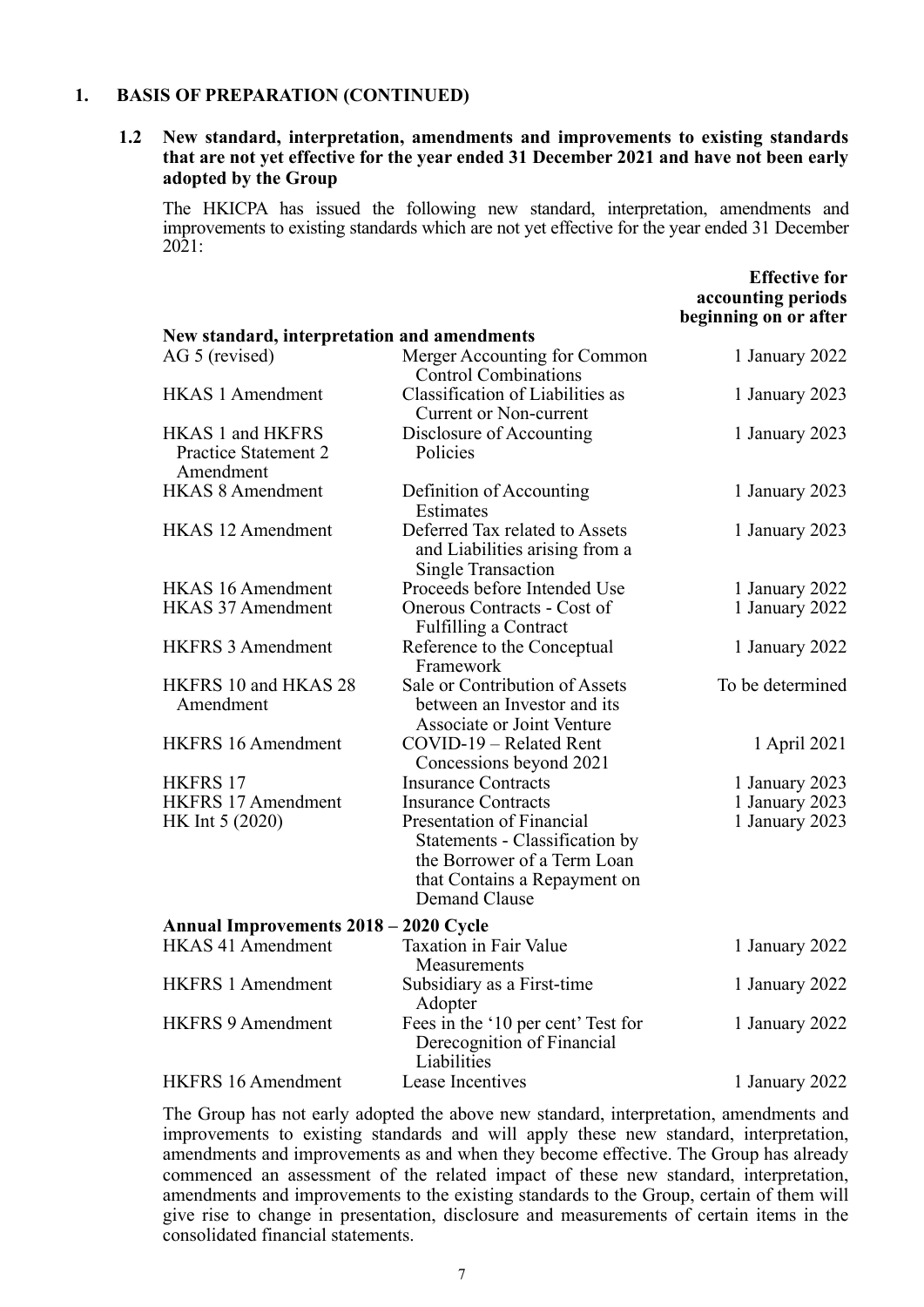## 1. BASIS OF PREPARATION (CONTINUED)

### 1.2 New standard, interpretation, amendments and improvements to existing standards that are not yet effective for the year ended 31 December 2021 and have not been early adopted by the Group

The HKICPA has issued the following new standard, interpretation, amendments and improvements to existing standards which are not yet effective for the year ended 31 December 2021:

| | | Effective for accounting periods beginning on or after |
|---|---|---|
| **New standard, interpretation and amendments** | | |
| AG 5 (revised) | Merger Accounting for Common Control Combinations | 1 January 2022 |
| HKAS 1 Amendment | Classification of Liabilities as Current or Non-current | 1 January 2023 |
| HKAS 1 and HKFRS Practice Statement 2 Amendment | Disclosure of Accounting Policies | 1 January 2023 |
| HKAS 8 Amendment | Definition of Accounting Estimates | 1 January 2023 |
| HKAS 12 Amendment | Deferred Tax related to Assets and Liabilities arising from a Single Transaction | 1 January 2023 |
| HKAS 16 Amendment | Proceeds before Intended Use | 1 January 2022 |
| HKAS 37 Amendment | Onerous Contracts - Cost of Fulfilling a Contract | 1 January 2022 |
| HKFRS 3 Amendment | Reference to the Conceptual Framework | 1 January 2022 |
| HKFRS 10 and HKAS 28 Amendment | Sale or Contribution of Assets between an Investor and its Associate or Joint Venture | To be determined |
| HKFRS 16 Amendment | COVID-19 – Related Rent Concessions beyond 2021 | 1 April 2021 |
| HKFRS 17 | Insurance Contracts | 1 January 2023 |
| HKFRS 17 Amendment | Insurance Contracts | 1 January 2023 |
| HK Int 5 (2020) | Presentation of Financial Statements - Classification by the Borrower of a Term Loan that Contains a Repayment on Demand Clause | 1 January 2023 |
| **Annual Improvements 2018 – 2020 Cycle** | | |
| HKAS 41 Amendment | Taxation in Fair Value Measurements | 1 January 2022 |
| HKFRS 1 Amendment | Subsidiary as a First-time Adopter | 1 January 2022 |
| HKFRS 9 Amendment | Fees in the '10 per cent' Test for Derecognition of Financial Liabilities | 1 January 2022 |
| HKFRS 16 Amendment | Lease Incentives | 1 January 2022 |

The Group has not early adopted the above new standard, interpretation, amendments and improvements to existing standards and will apply these new standard, interpretation, amendments and improvements as and when they become effective. The Group has already commenced an assessment of the related impact of these new standard, interpretation, amendments and improvements to the existing standards to the Group, certain of them will give rise to change in presentation, disclosure and measurements of certain items in the consolidated financial statements.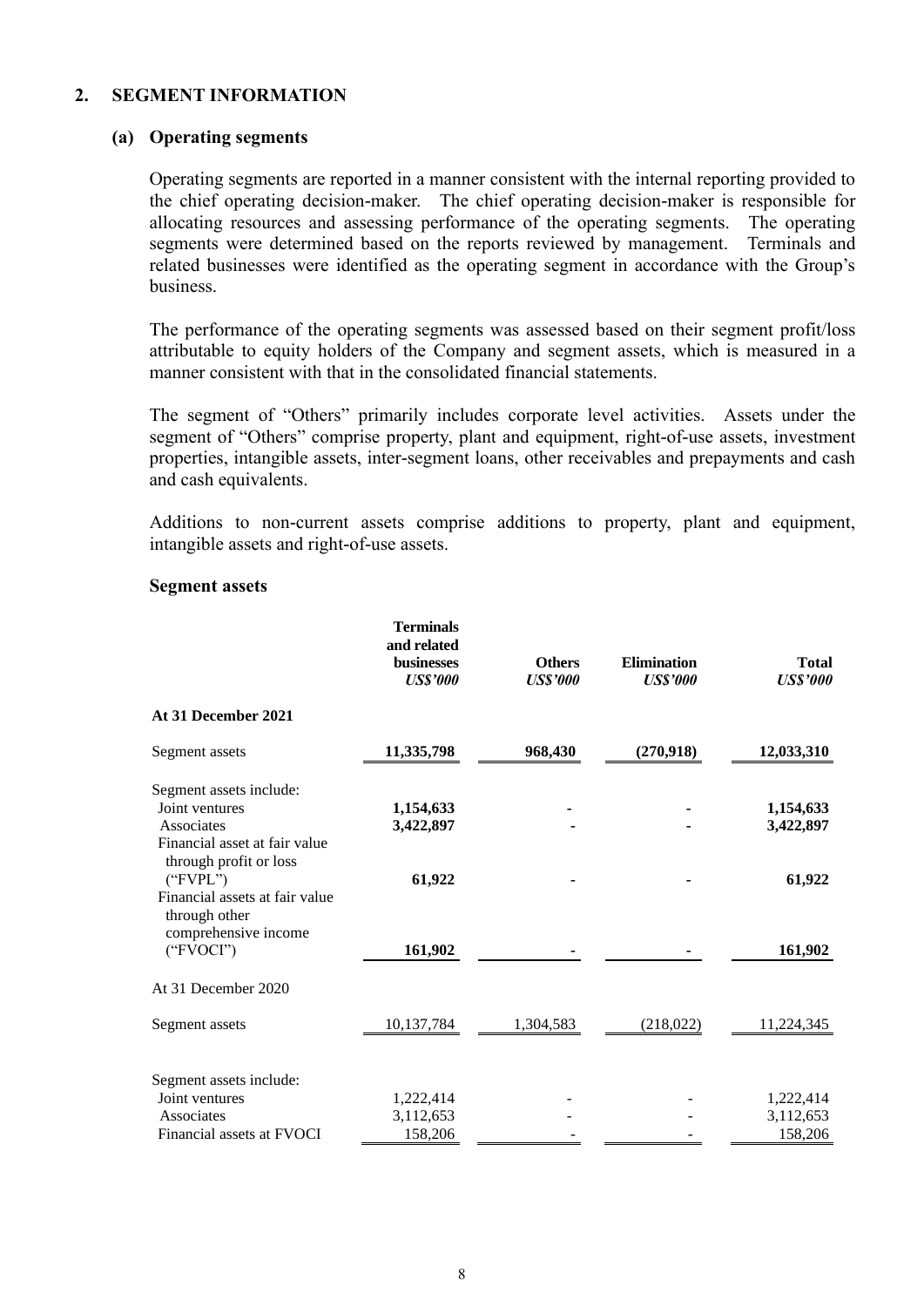## 2. SEGMENT INFORMATION

### (a) Operating segments

Operating segments are reported in a manner consistent with the internal reporting provided to the chief operating decision-maker. The chief operating decision-maker is responsible for allocating resources and assessing performance of the operating segments. The operating segments were determined based on the reports reviewed by management. Terminals and related businesses were identified as the operating segment in accordance with the Group's business.

The performance of the operating segments was assessed based on their segment profit/loss attributable to equity holders of the Company and segment assets, which is measured in a manner consistent with that in the consolidated financial statements.

The segment of "Others" primarily includes corporate level activities. Assets under the segment of "Others" comprise property, plant and equipment, right-of-use assets, investment properties, intangible assets, inter-segment loans, other receivables and prepayments and cash and cash equivalents.

Additions to non-current assets comprise additions to property, plant and equipment, intangible assets and right-of-use assets.

**Segment assets**

| | **Terminals and related businesses** *US$'000* | **Others** *US$'000* | **Elimination** *US$'000* | **Total** *US$'000* |
|---|---|---|---|---|
| **At 31 December 2021** | | | | |
| Segment assets | **11,335,798** | **968,430** | **(270,918)** | **12,033,310** |
| Segment assets include: | | | | |
| Joint ventures | **1,154,633** | **-** | **-** | **1,154,633** |
| Associates | **3,422,897** | **-** | **-** | **3,422,897** |
| Financial asset at fair value through profit or loss ("FVPL") | **61,922** | **-** | **-** | **61,922** |
| Financial assets at fair value through other comprehensive income ("FVOCI") | **161,902** | **-** | **-** | **161,902** |
| At 31 December 2020 | | | | |
| Segment assets | 10,137,784 | 1,304,583 | (218,022) | 11,224,345 |
| Segment assets include: | | | | |
| Joint ventures | 1,222,414 | - | - | 1,222,414 |
| Associates | 3,112,653 | - | - | 3,112,653 |
| Financial assets at FVOCI | 158,206 | - | - | 158,206 |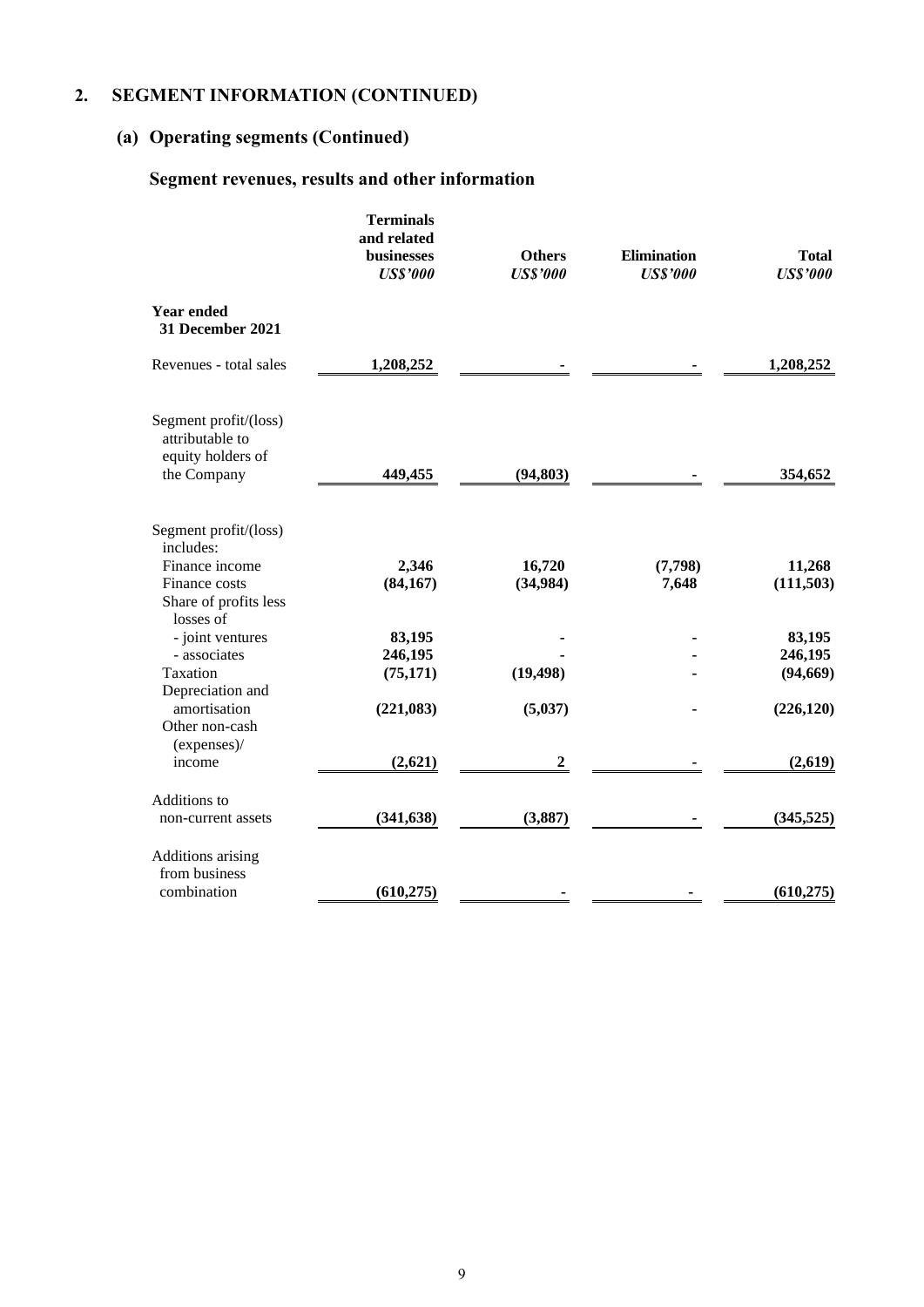## 2. SEGMENT INFORMATION (CONTINUED)

### (a) Operating segments (Continued)

### Segment revenues, results and other information

| | Terminals and related businesses *US\$'000* | Others *US\$'000* | Elimination *US\$'000* | Total *US\$'000* |
|---|---|---|---|---|
| **Year ended 31 December 2021** | | | | |
| Revenues - total sales | **1,208,252** | **-** | **-** | **1,208,252** |
| Segment profit/(loss) attributable to equity holders of the Company | **449,455** | **(94,803)** | **-** | **354,652** |
| Segment profit/(loss) includes: | | | | |
| Finance income | **2,346** | **16,720** | **(7,798)** | **11,268** |
| Finance costs | **(84,167)** | **(34,984)** | **7,648** | **(111,503)** |
| Share of profits less losses of | | | | |
| - joint ventures | **83,195** | **-** | **-** | **83,195** |
| - associates | **246,195** | **-** | **-** | **246,195** |
| Taxation | **(75,171)** | **(19,498)** | **-** | **(94,669)** |
| Depreciation and amortisation | **(221,083)** | **(5,037)** | **-** | **(226,120)** |
| Other non-cash (expenses)/ income | **(2,621)** | **2** | **-** | **(2,619)** |
| Additions to non-current assets | **(341,638)** | **(3,887)** | **-** | **(345,525)** |
| Additions arising from business combination | **(610,275)** | **-** | **-** | **(610,275)** |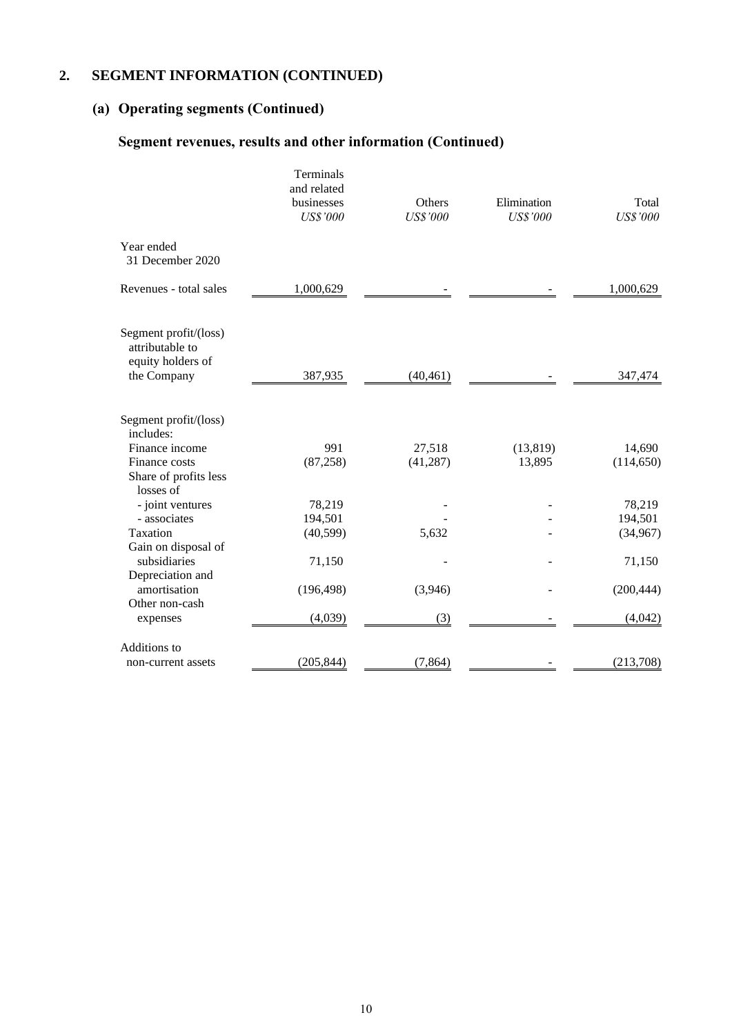## 2. SEGMENT INFORMATION (CONTINUED)

### (a) Operating segments (Continued)

#### Segment revenues, results and other information (Continued)

| | Terminals and related businesses *US$'000* | Others *US$'000* | Elimination *US$'000* | Total *US$'000* |
|---|---|---|---|---|
| Year ended 31 December 2020 | | | | |
| Revenues - total sales | 1,000,629 | - | - | 1,000,629 |
| Segment profit/(loss) attributable to equity holders of the Company | 387,935 | (40,461) | - | 347,474 |
| Segment profit/(loss) includes: | | | | |
| Finance income | 991 | 27,518 | (13,819) | 14,690 |
| Finance costs | (87,258) | (41,287) | 13,895 | (114,650) |
| Share of profits less losses of | | | | |
| - joint ventures | 78,219 | - | - | 78,219 |
| - associates | 194,501 | - | - | 194,501 |
| Taxation | (40,599) | 5,632 | - | (34,967) |
| Gain on disposal of subsidiaries | 71,150 | - | - | 71,150 |
| Depreciation and amortisation | (196,498) | (3,946) | - | (200,444) |
| Other non-cash expenses | (4,039) | (3) | - | (4,042) |
| Additions to non-current assets | (205,844) | (7,864) | - | (213,708) |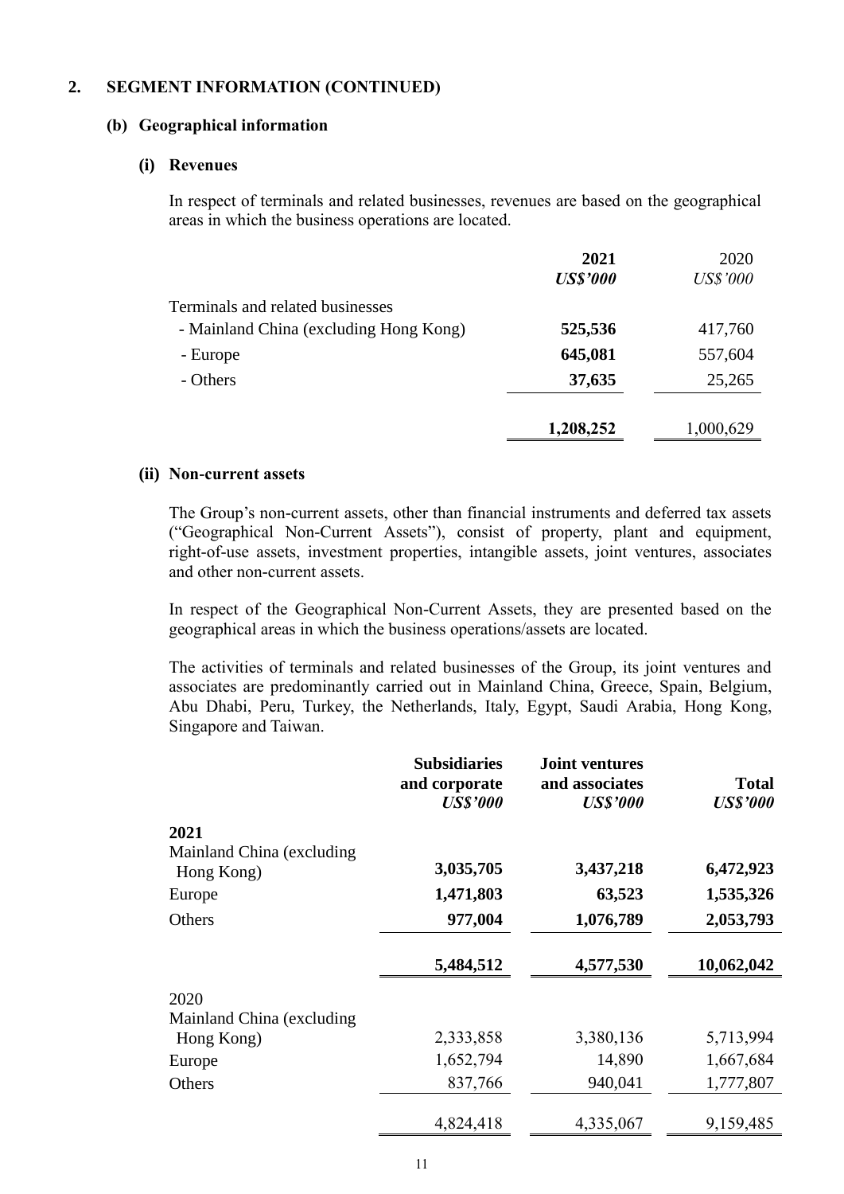## 2. SEGMENT INFORMATION (CONTINUED)

### (b) Geographical information

#### (i) Revenues

In respect of terminals and related businesses, revenues are based on the geographical areas in which the business operations are located.

| | **2021** | 2020 |
|---|---|---|
| | ***US$'000*** | *US$'000* |
| Terminals and related businesses | | |
| - Mainland China (excluding Hong Kong) | **525,536** | 417,760 |
| - Europe | **645,081** | 557,604 |
| - Others | **37,635** | 25,265 |
| | **1,208,252** | 1,000,629 |

#### (ii) Non-current assets

The Group's non-current assets, other than financial instruments and deferred tax assets ("Geographical Non-Current Assets"), consist of property, plant and equipment, right-of-use assets, investment properties, intangible assets, joint ventures, associates and other non-current assets.

In respect of the Geographical Non-Current Assets, they are presented based on the geographical areas in which the business operations/assets are located.

The activities of terminals and related businesses of the Group, its joint ventures and associates are predominantly carried out in Mainland China, Greece, Spain, Belgium, Abu Dhabi, Peru, Turkey, the Netherlands, Italy, Egypt, Saudi Arabia, Hong Kong, Singapore and Taiwan.

| | **Subsidiaries and corporate** | **Joint ventures and associates** | **Total** |
|---|---|---|---|
| | ***US$'000*** | ***US$'000*** | ***US$'000*** |
| **2021** | | | |
| Mainland China (excluding Hong Kong) | **3,035,705** | **3,437,218** | **6,472,923** |
| Europe | **1,471,803** | **63,523** | **1,535,326** |
| Others | **977,004** | **1,076,789** | **2,053,793** |
| | **5,484,512** | **4,577,530** | **10,062,042** |
| 2020 | | | |
| Mainland China (excluding Hong Kong) | 2,333,858 | 3,380,136 | 5,713,994 |
| Europe | 1,652,794 | 14,890 | 1,667,684 |
| Others | 837,766 | 940,041 | 1,777,807 |
| | 4,824,418 | 4,335,067 | 9,159,485 |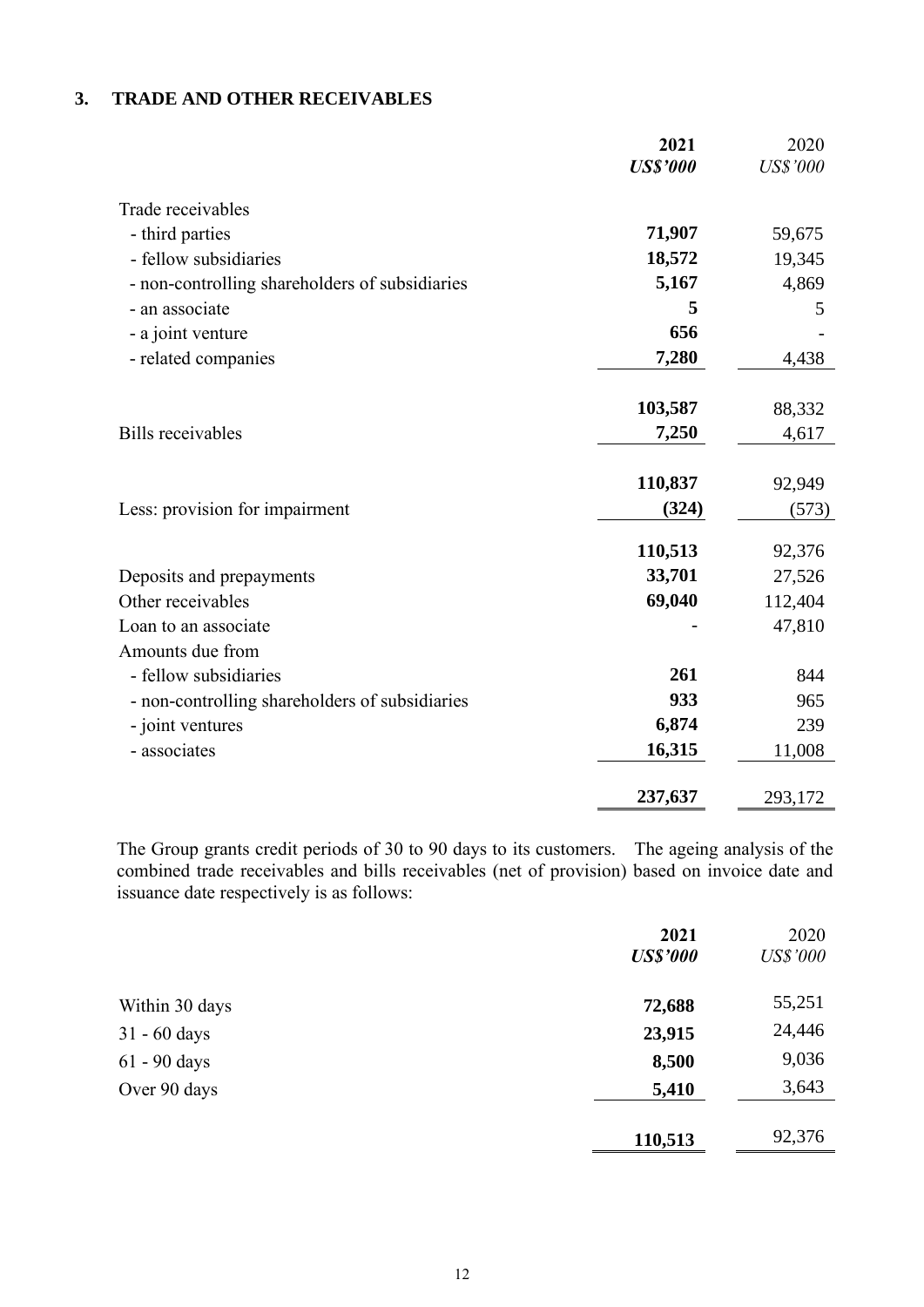## 3. TRADE AND OTHER RECEIVABLES

| | **2021** | 2020 |
|---|---|---|
| | ***US$'000*** | *US$'000* |
| Trade receivables | | |
| - third parties | **71,907** | 59,675 |
| - fellow subsidiaries | **18,572** | 19,345 |
| - non-controlling shareholders of subsidiaries | **5,167** | 4,869 |
| - an associate | **5** | 5 |
| - a joint venture | **656** | - |
| - related companies | **7,280** | 4,438 |
| | **103,587** | 88,332 |
| Bills receivables | **7,250** | 4,617 |
| | **110,837** | 92,949 |
| Less: provision for impairment | **(324)** | (573) |
| | **110,513** | 92,376 |
| Deposits and prepayments | **33,701** | 27,526 |
| Other receivables | **69,040** | 112,404 |
| Loan to an associate | - | 47,810 |
| Amounts due from | | |
| - fellow subsidiaries | **261** | 844 |
| - non-controlling shareholders of subsidiaries | **933** | 965 |
| - joint ventures | **6,874** | 239 |
| - associates | **16,315** | 11,008 |
| | **237,637** | 293,172 |

The Group grants credit periods of 30 to 90 days to its customers. The ageing analysis of the combined trade receivables and bills receivables (net of provision) based on invoice date and issuance date respectively is as follows:

| | **2021** | 2020 |
|---|---|---|
| | ***US$'000*** | *US$'000* |
| Within 30 days | **72,688** | 55,251 |
| 31 - 60 days | **23,915** | 24,446 |
| 61 - 90 days | **8,500** | 9,036 |
| Over 90 days | **5,410** | 3,643 |
| | **110,513** | 92,376 |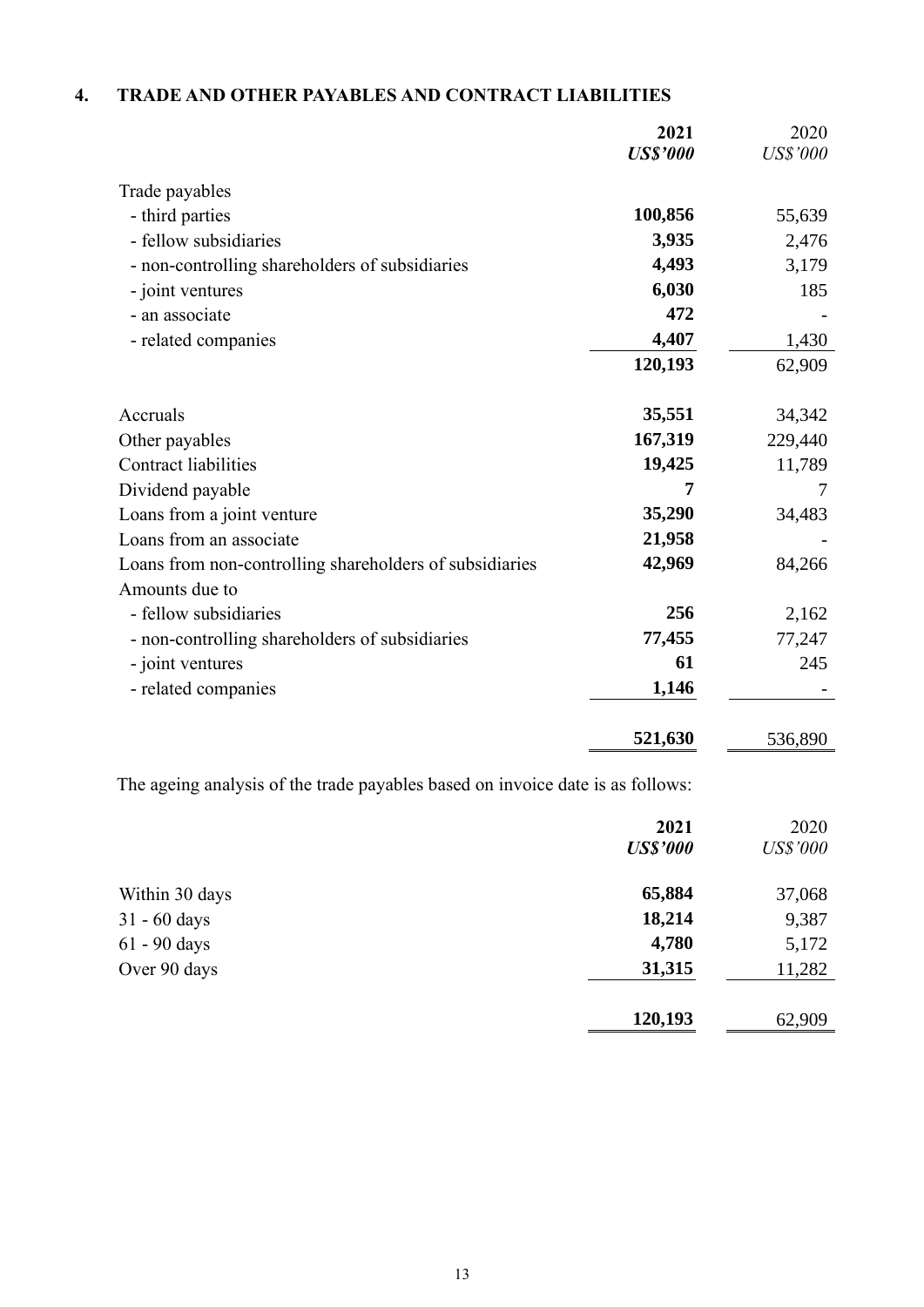## 4. TRADE AND OTHER PAYABLES AND CONTRACT LIABILITIES

| | 2021 | 2020 |
|---|---|---|
| | ***US$'000*** | *US$'000* |
| Trade payables | | |
| - third parties | **100,856** | 55,639 |
| - fellow subsidiaries | **3,935** | 2,476 |
| - non-controlling shareholders of subsidiaries | **4,493** | 3,179 |
| - joint ventures | **6,030** | 185 |
| - an associate | **472** | - |
| - related companies | **4,407** | 1,430 |
| | **120,193** | 62,909 |
| Accruals | **35,551** | 34,342 |
| Other payables | **167,319** | 229,440 |
| Contract liabilities | **19,425** | 11,789 |
| Dividend payable | **7** | 7 |
| Loans from a joint venture | **35,290** | 34,483 |
| Loans from an associate | **21,958** | - |
| Loans from non-controlling shareholders of subsidiaries | **42,969** | 84,266 |
| Amounts due to | | |
| - fellow subsidiaries | **256** | 2,162 |
| - non-controlling shareholders of subsidiaries | **77,455** | 77,247 |
| - joint ventures | **61** | 245 |
| - related companies | **1,146** | - |
| | **521,630** | 536,890 |

The ageing analysis of the trade payables based on invoice date is as follows:

| | 2021 | 2020 |
|---|---|---|
| | ***US$'000*** | *US$'000* |
| Within 30 days | **65,884** | 37,068 |
| 31 - 60 days | **18,214** | 9,387 |
| 61 - 90 days | **4,780** | 5,172 |
| Over 90 days | **31,315** | 11,282 |
| | **120,193** | 62,909 |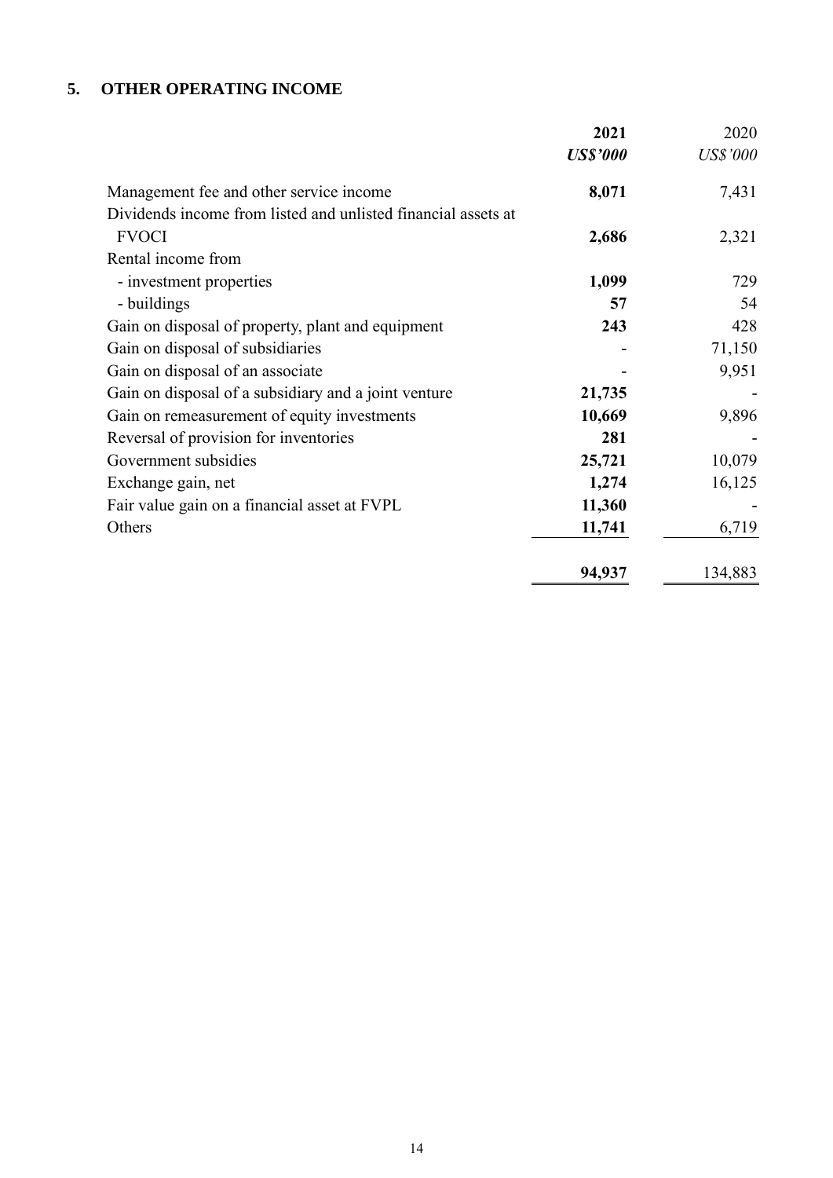## 5. OTHER OPERATING INCOME

| | **2021** | 2020 |
|---|---|---|
| | ***US$'000*** | *US$'000* |
| Management fee and other service income | **8,071** | 7,431 |
| Dividends income from listed and unlisted financial assets at FVOCI | **2,686** | 2,321 |
| Rental income from | | |
| - investment properties | **1,099** | 729 |
| - buildings | **57** | 54 |
| Gain on disposal of property, plant and equipment | **243** | 428 |
| Gain on disposal of subsidiaries | **-** | 71,150 |
| Gain on disposal of an associate | **-** | 9,951 |
| Gain on disposal of a subsidiary and a joint venture | **21,735** | - |
| Gain on remeasurement of equity investments | **10,669** | 9,896 |
| Reversal of provision for inventories | **281** | - |
| Government subsidies | **25,721** | 10,079 |
| Exchange gain, net | **1,274** | 16,125 |
| Fair value gain on a financial asset at FVPL | **11,360** | **-** |
| Others | **11,741** | 6,719 |
| | **94,937** | 134,883 |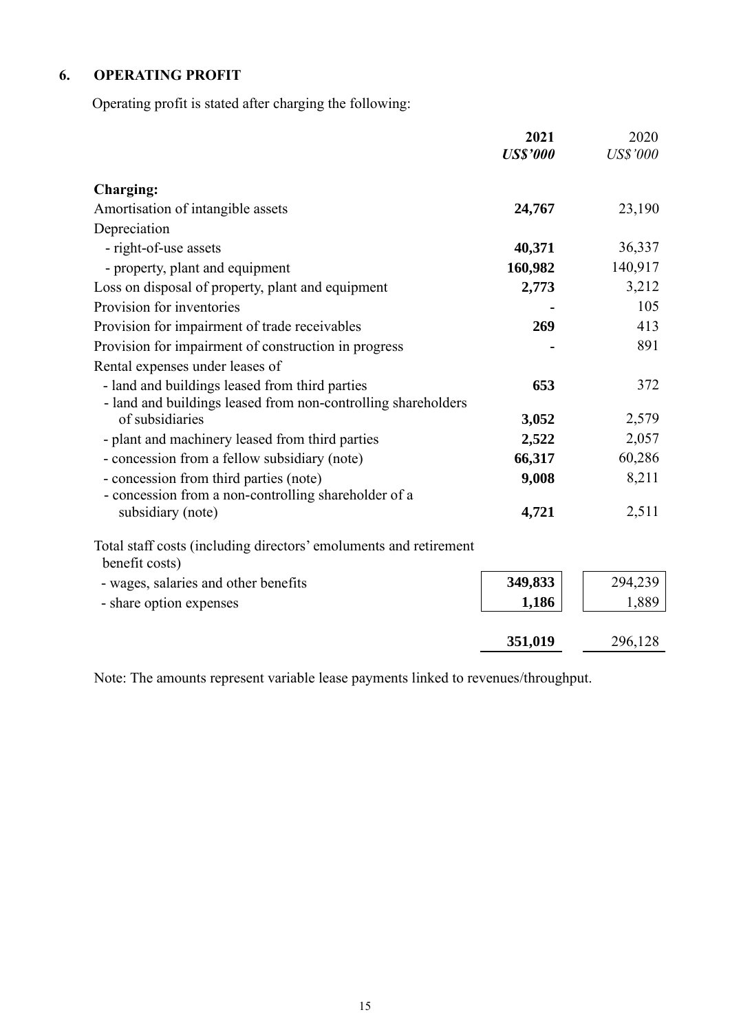## 6. OPERATING PROFIT

Operating profit is stated after charging the following:

| | **2021** | 2020 |
|---|---|---|
| | ***US$'000*** | *US$'000* |
| **Charging:** | | |
| Amortisation of intangible assets | **24,767** | 23,190 |
| Depreciation | | |
| - right-of-use assets | **40,371** | 36,337 |
| - property, plant and equipment | **160,982** | 140,917 |
| Loss on disposal of property, plant and equipment | **2,773** | 3,212 |
| Provision for inventories | **-** | 105 |
| Provision for impairment of trade receivables | **269** | 413 |
| Provision for impairment of construction in progress | **-** | 891 |
| Rental expenses under leases of | | |
| - land and buildings leased from third parties | **653** | 372 |
| - land and buildings leased from non-controlling shareholders of subsidiaries | **3,052** | 2,579 |
| - plant and machinery leased from third parties | **2,522** | 2,057 |
| - concession from a fellow subsidiary (note) | **66,317** | 60,286 |
| - concession from third parties (note) | **9,008** | 8,211 |
| - concession from a non-controlling shareholder of a subsidiary (note) | **4,721** | 2,511 |
| Total staff costs (including directors' emoluments and retirement benefit costs) | | |
| - wages, salaries and other benefits | **349,833** | 294,239 |
| - share option expenses | **1,186** | 1,889 |
| | **351,019** | 296,128 |

Note: The amounts represent variable lease payments linked to revenues/throughput.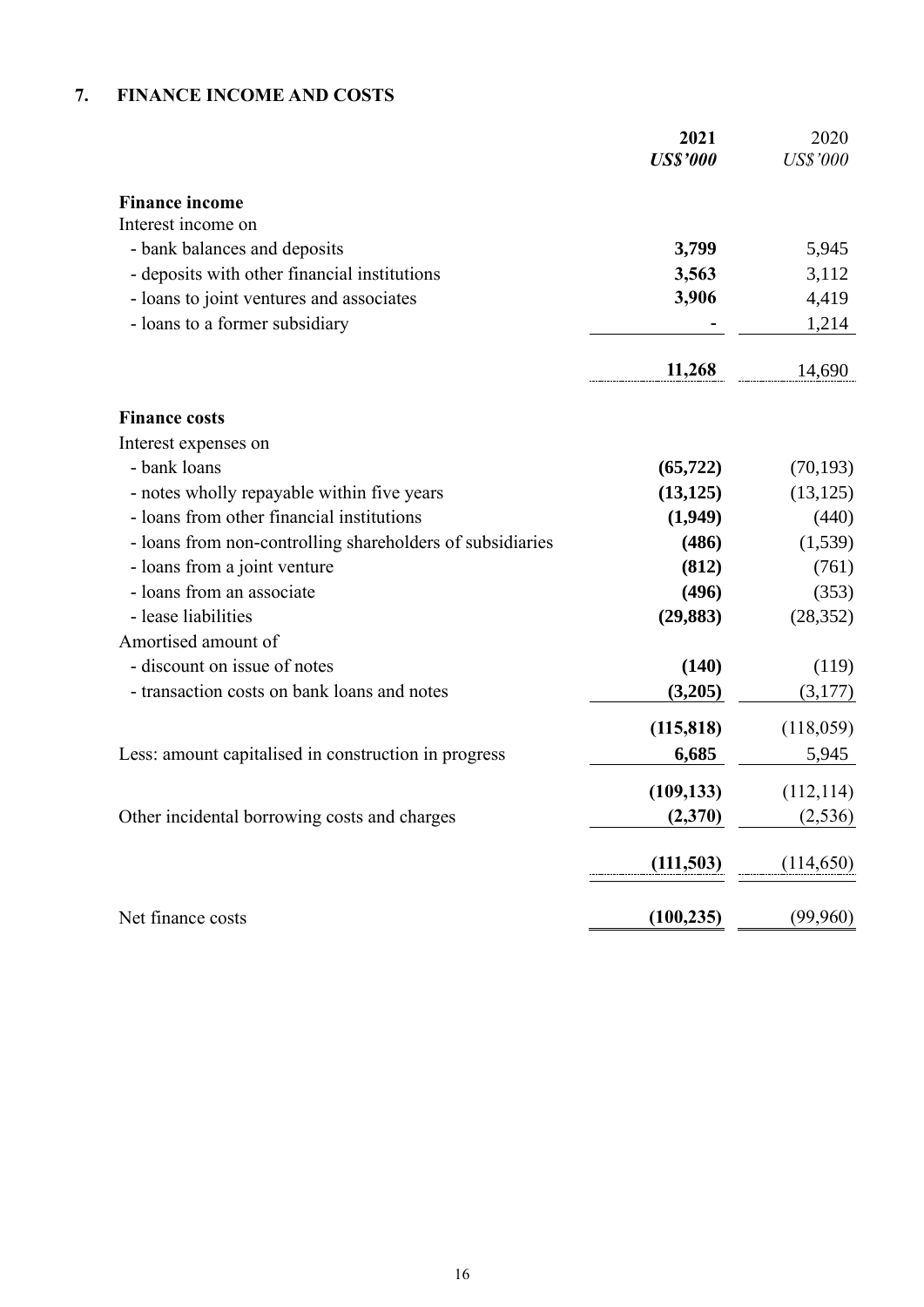## 7. FINANCE INCOME AND COSTS

| | **2021** | 2020 |
|---|---|---|
| | ***US$'000*** | *US$'000* |
| **Finance income** | | |
| Interest income on | | |
| - bank balances and deposits | **3,799** | 5,945 |
| - deposits with other financial institutions | **3,563** | 3,112 |
| - loans to joint ventures and associates | **3,906** | 4,419 |
| - loans to a former subsidiary | **-** | 1,214 |
| | **11,268** | 14,690 |
| **Finance costs** | | |
| Interest expenses on | | |
| - bank loans | **(65,722)** | (70,193) |
| - notes wholly repayable within five years | **(13,125)** | (13,125) |
| - loans from other financial institutions | **(1,949)** | (440) |
| - loans from non-controlling shareholders of subsidiaries | **(486)** | (1,539) |
| - loans from a joint venture | **(812)** | (761) |
| - loans from an associate | **(496)** | (353) |
| - lease liabilities | **(29,883)** | (28,352) |
| Amortised amount of | | |
| - discount on issue of notes | **(140)** | (119) |
| - transaction costs on bank loans and notes | **(3,205)** | (3,177) |
| | **(115,818)** | (118,059) |
| Less: amount capitalised in construction in progress | **6,685** | 5,945 |
| | **(109,133)** | (112,114) |
| Other incidental borrowing costs and charges | **(2,370)** | (2,536) |
| | **(111,503)** | (114,650) |
| Net finance costs | **(100,235)** | (99,960) |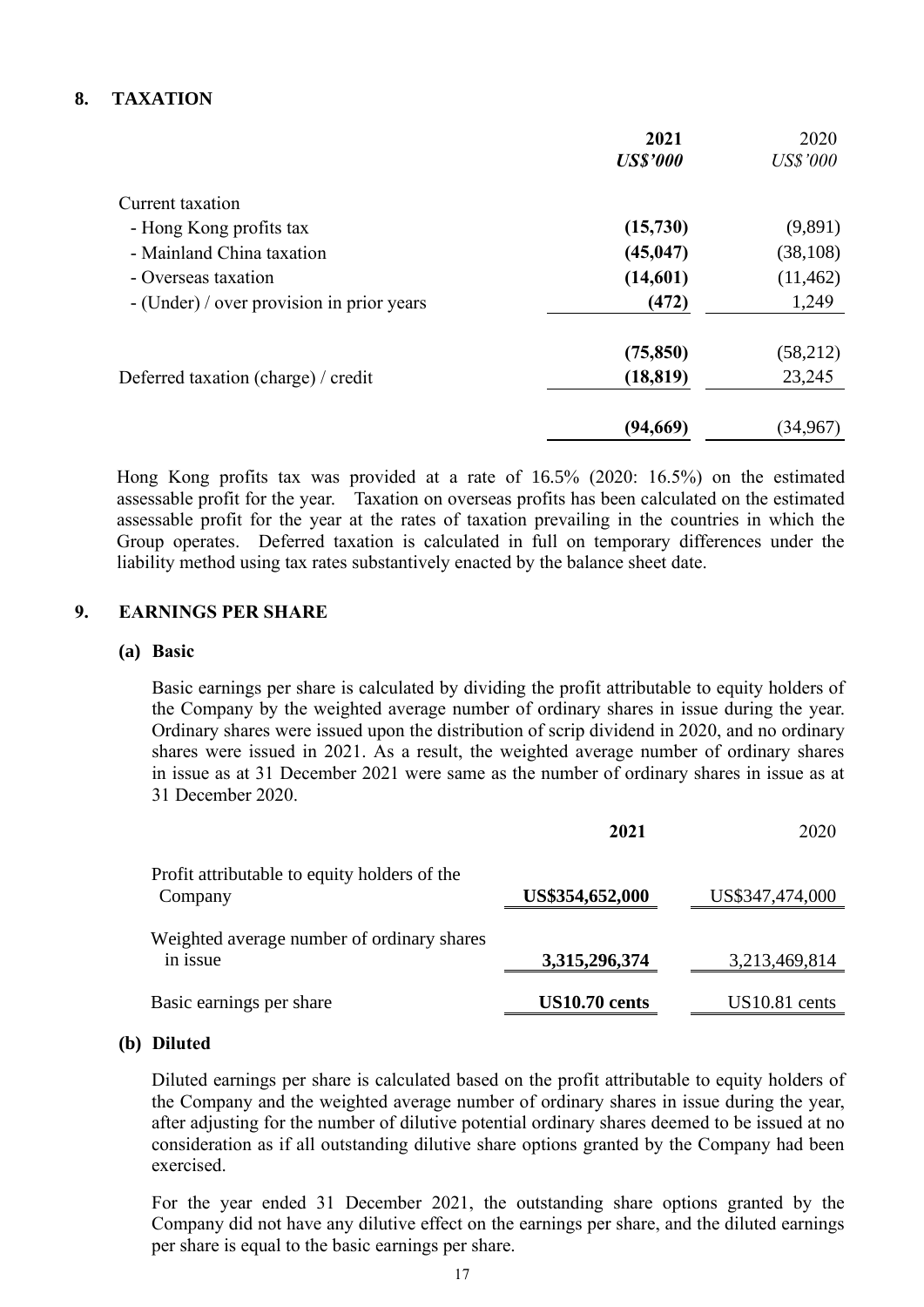## 8. TAXATION

| | **2021** | 2020 |
|---|---|---|
| | ***US$'000*** | *US$'000* |
| Current taxation | | |
| - Hong Kong profits tax | **(15,730)** | (9,891) |
| - Mainland China taxation | **(45,047)** | (38,108) |
| - Overseas taxation | **(14,601)** | (11,462) |
| - (Under) / over provision in prior years | **(472)** | 1,249 |
| | **(75,850)** | (58,212) |
| Deferred taxation (charge) / credit | **(18,819)** | 23,245 |
| | **(94,669)** | (34,967) |

Hong Kong profits tax was provided at a rate of 16.5% (2020: 16.5%) on the estimated assessable profit for the year. Taxation on overseas profits has been calculated on the estimated assessable profit for the year at the rates of taxation prevailing in the countries in which the Group operates. Deferred taxation is calculated in full on temporary differences under the liability method using tax rates substantively enacted by the balance sheet date.

## 9. EARNINGS PER SHARE

### (a) Basic

Basic earnings per share is calculated by dividing the profit attributable to equity holders of the Company by the weighted average number of ordinary shares in issue during the year. Ordinary shares were issued upon the distribution of scrip dividend in 2020, and no ordinary shares were issued in 2021. As a result, the weighted average number of ordinary shares in issue as at 31 December 2021 were same as the number of ordinary shares in issue as at 31 December 2020.

| | **2021** | 2020 |
|---|---|---|
| Profit attributable to equity holders of the Company | **US$354,652,000** | US$347,474,000 |
| Weighted average number of ordinary shares in issue | **3,315,296,374** | 3,213,469,814 |
| Basic earnings per share | **US10.70 cents** | US10.81 cents |

### (b) Diluted

Diluted earnings per share is calculated based on the profit attributable to equity holders of the Company and the weighted average number of ordinary shares in issue during the year, after adjusting for the number of dilutive potential ordinary shares deemed to be issued at no consideration as if all outstanding dilutive share options granted by the Company had been exercised.

For the year ended 31 December 2021, the outstanding share options granted by the Company did not have any dilutive effect on the earnings per share, and the diluted earnings per share is equal to the basic earnings per share.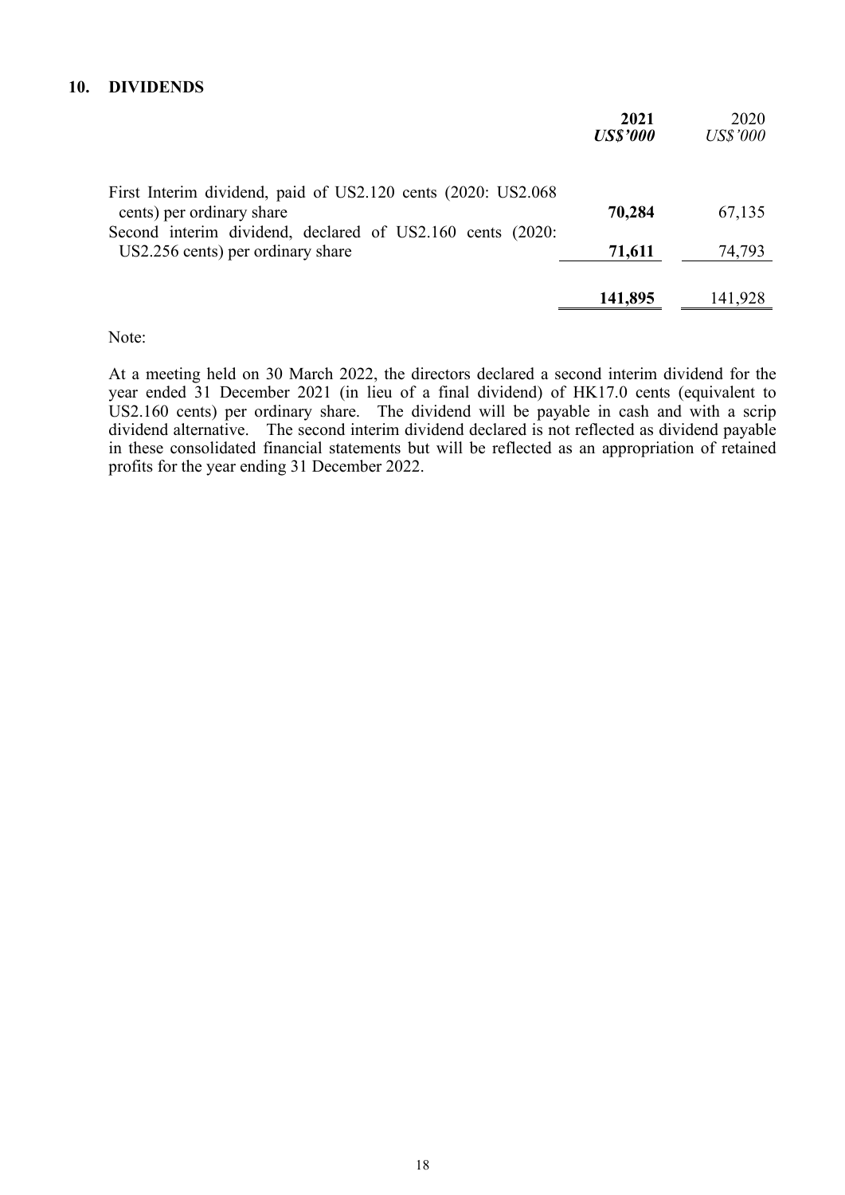## 10. DIVIDENDS

| | **2021** | 2020 |
|---|---|---|
| | ***US$'000*** | *US$'000* |
| First Interim dividend, paid of US2.120 cents (2020: US2.068 cents) per ordinary share | **70,284** | 67,135 |
| Second interim dividend, declared of US2.160 cents (2020: US2.256 cents) per ordinary share | **71,611** | 74,793 |
| | **141,895** | 141,928 |

Note:

At a meeting held on 30 March 2022, the directors declared a second interim dividend for the year ended 31 December 2021 (in lieu of a final dividend) of HK17.0 cents (equivalent to US2.160 cents) per ordinary share. The dividend will be payable in cash and with a scrip dividend alternative. The second interim dividend declared is not reflected as dividend payable in these consolidated financial statements but will be reflected as an appropriation of retained profits for the year ending 31 December 2022.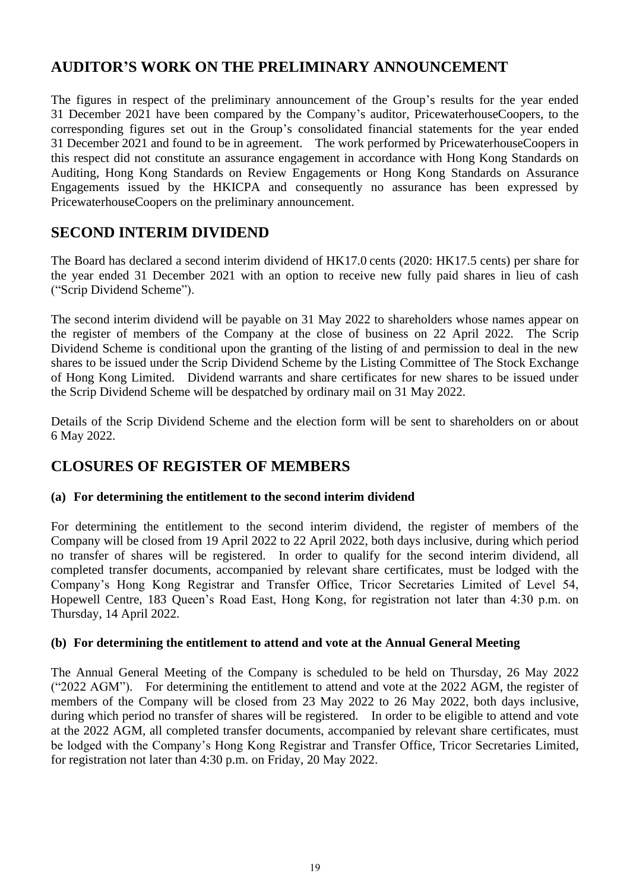## AUDITOR'S WORK ON THE PRELIMINARY ANNOUNCEMENT

The figures in respect of the preliminary announcement of the Group's results for the year ended 31 December 2021 have been compared by the Company's auditor, PricewaterhouseCoopers, to the corresponding figures set out in the Group's consolidated financial statements for the year ended 31 December 2021 and found to be in agreement. The work performed by PricewaterhouseCoopers in this respect did not constitute an assurance engagement in accordance with Hong Kong Standards on Auditing, Hong Kong Standards on Review Engagements or Hong Kong Standards on Assurance Engagements issued by the HKICPA and consequently no assurance has been expressed by PricewaterhouseCoopers on the preliminary announcement.

## SECOND INTERIM DIVIDEND

The Board has declared a second interim dividend of HK17.0 cents (2020: HK17.5 cents) per share for the year ended 31 December 2021 with an option to receive new fully paid shares in lieu of cash ("Scrip Dividend Scheme").

The second interim dividend will be payable on 31 May 2022 to shareholders whose names appear on the register of members of the Company at the close of business on 22 April 2022. The Scrip Dividend Scheme is conditional upon the granting of the listing of and permission to deal in the new shares to be issued under the Scrip Dividend Scheme by the Listing Committee of The Stock Exchange of Hong Kong Limited. Dividend warrants and share certificates for new shares to be issued under the Scrip Dividend Scheme will be despatched by ordinary mail on 31 May 2022.

Details of the Scrip Dividend Scheme and the election form will be sent to shareholders on or about 6 May 2022.

## CLOSURES OF REGISTER OF MEMBERS

**(a) For determining the entitlement to the second interim dividend**

For determining the entitlement to the second interim dividend, the register of members of the Company will be closed from 19 April 2022 to 22 April 2022, both days inclusive, during which period no transfer of shares will be registered. In order to qualify for the second interim dividend, all completed transfer documents, accompanied by relevant share certificates, must be lodged with the Company's Hong Kong Registrar and Transfer Office, Tricor Secretaries Limited of Level 54, Hopewell Centre, 183 Queen's Road East, Hong Kong, for registration not later than 4:30 p.m. on Thursday, 14 April 2022.

**(b) For determining the entitlement to attend and vote at the Annual General Meeting**

The Annual General Meeting of the Company is scheduled to be held on Thursday, 26 May 2022 ("2022 AGM"). For determining the entitlement to attend and vote at the 2022 AGM, the register of members of the Company will be closed from 23 May 2022 to 26 May 2022, both days inclusive, during which period no transfer of shares will be registered. In order to be eligible to attend and vote at the 2022 AGM, all completed transfer documents, accompanied by relevant share certificates, must be lodged with the Company's Hong Kong Registrar and Transfer Office, Tricor Secretaries Limited, for registration not later than 4:30 p.m. on Friday, 20 May 2022.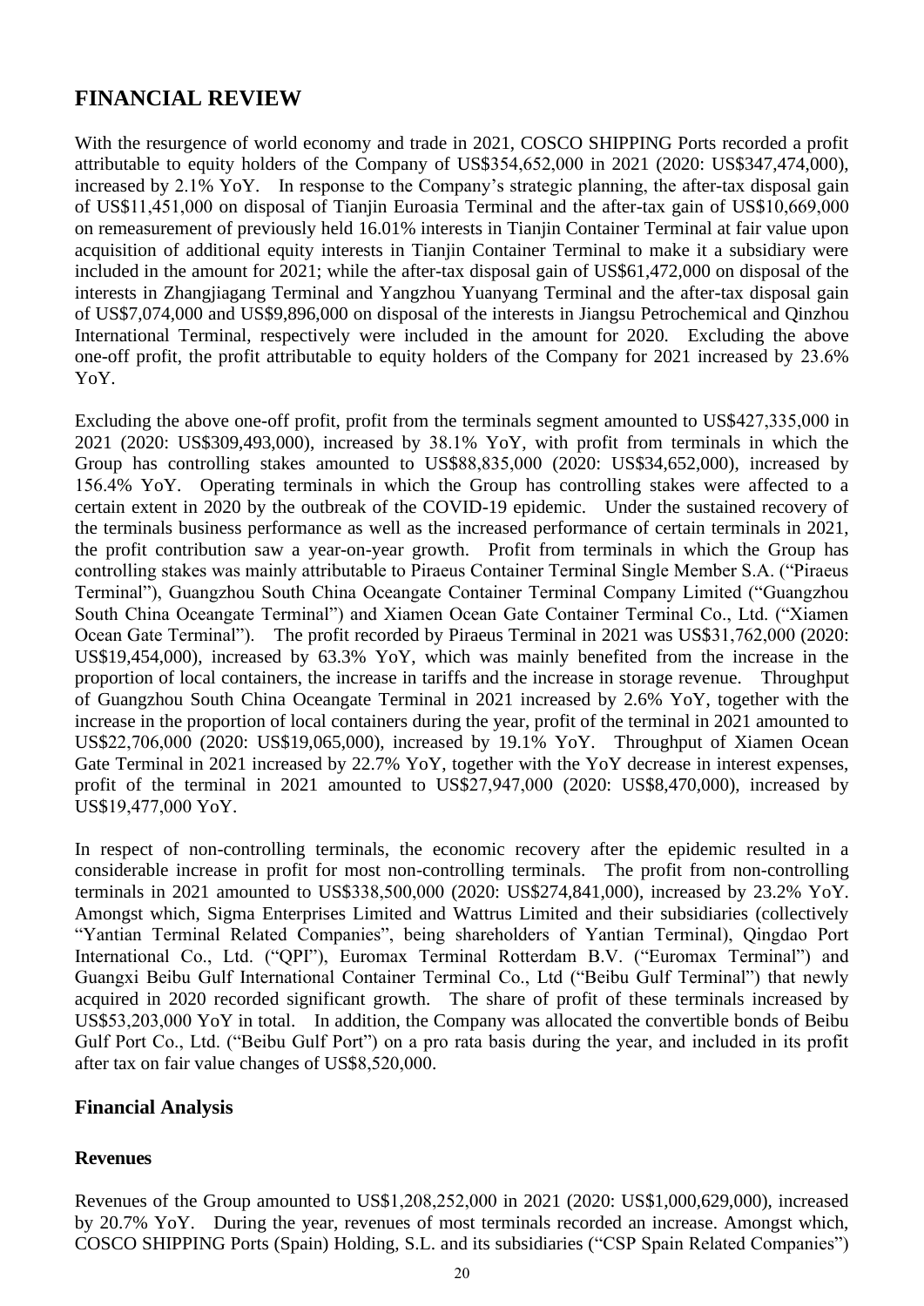# FINANCIAL REVIEW

With the resurgence of world economy and trade in 2021, COSCO SHIPPING Ports recorded a profit attributable to equity holders of the Company of US$354,652,000 in 2021 (2020: US$347,474,000), increased by 2.1% YoY. In response to the Company's strategic planning, the after-tax disposal gain of US$11,451,000 on disposal of Tianjin Euroasia Terminal and the after-tax gain of US$10,669,000 on remeasurement of previously held 16.01% interests in Tianjin Container Terminal at fair value upon acquisition of additional equity interests in Tianjin Container Terminal to make it a subsidiary were included in the amount for 2021; while the after-tax disposal gain of US$61,472,000 on disposal of the interests in Zhangjiagang Terminal and Yangzhou Yuanyang Terminal and the after-tax disposal gain of US$7,074,000 and US$9,896,000 on disposal of the interests in Jiangsu Petrochemical and Qinzhou International Terminal, respectively were included in the amount for 2020. Excluding the above one-off profit, the profit attributable to equity holders of the Company for 2021 increased by 23.6% YoY.

Excluding the above one-off profit, profit from the terminals segment amounted to US$427,335,000 in 2021 (2020: US$309,493,000), increased by 38.1% YoY, with profit from terminals in which the Group has controlling stakes amounted to US$88,835,000 (2020: US$34,652,000), increased by 156.4% YoY. Operating terminals in which the Group has controlling stakes were affected to a certain extent in 2020 by the outbreak of the COVID-19 epidemic. Under the sustained recovery of the terminals business performance as well as the increased performance of certain terminals in 2021, the profit contribution saw a year-on-year growth. Profit from terminals in which the Group has controlling stakes was mainly attributable to Piraeus Container Terminal Single Member S.A. ("Piraeus Terminal"), Guangzhou South China Oceangate Container Terminal Company Limited ("Guangzhou South China Oceangate Terminal") and Xiamen Ocean Gate Container Terminal Co., Ltd. ("Xiamen Ocean Gate Terminal"). The profit recorded by Piraeus Terminal in 2021 was US$31,762,000 (2020: US$19,454,000), increased by 63.3% YoY, which was mainly benefited from the increase in the proportion of local containers, the increase in tariffs and the increase in storage revenue. Throughput of Guangzhou South China Oceangate Terminal in 2021 increased by 2.6% YoY, together with the increase in the proportion of local containers during the year, profit of the terminal in 2021 amounted to US$22,706,000 (2020: US$19,065,000), increased by 19.1% YoY. Throughput of Xiamen Ocean Gate Terminal in 2021 increased by 22.7% YoY, together with the YoY decrease in interest expenses, profit of the terminal in 2021 amounted to US$27,947,000 (2020: US$8,470,000), increased by US$19,477,000 YoY.

In respect of non-controlling terminals, the economic recovery after the epidemic resulted in a considerable increase in profit for most non-controlling terminals. The profit from non-controlling terminals in 2021 amounted to US$338,500,000 (2020: US$274,841,000), increased by 23.2% YoY. Amongst which, Sigma Enterprises Limited and Wattrus Limited and their subsidiaries (collectively "Yantian Terminal Related Companies", being shareholders of Yantian Terminal), Qingdao Port International Co., Ltd. ("QPI"), Euromax Terminal Rotterdam B.V. ("Euromax Terminal") and Guangxi Beibu Gulf International Container Terminal Co., Ltd ("Beibu Gulf Terminal") that newly acquired in 2020 recorded significant growth. The share of profit of these terminals increased by US$53,203,000 YoY in total. In addition, the Company was allocated the convertible bonds of Beibu Gulf Port Co., Ltd. ("Beibu Gulf Port") on a pro rata basis during the year, and included in its profit after tax on fair value changes of US$8,520,000.

## Financial Analysis

### Revenues

Revenues of the Group amounted to US$1,208,252,000 in 2021 (2020: US$1,000,629,000), increased by 20.7% YoY. During the year, revenues of most terminals recorded an increase. Amongst which, COSCO SHIPPING Ports (Spain) Holding, S.L. and its subsidiaries ("CSP Spain Related Companies")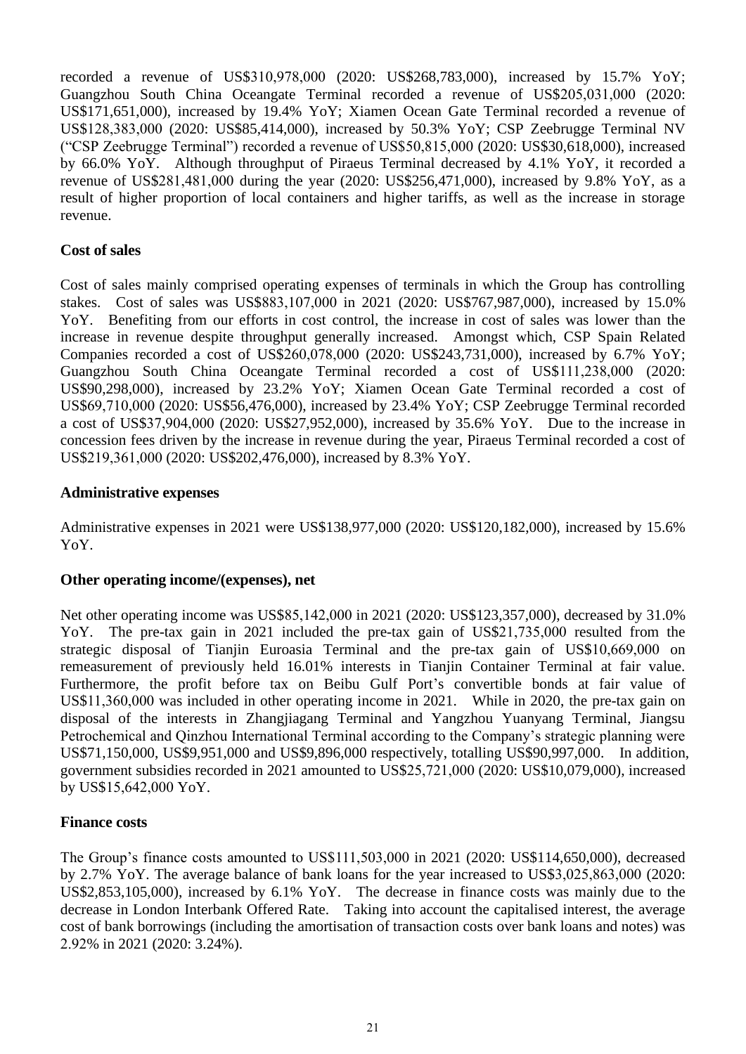recorded a revenue of US$310,978,000 (2020: US$268,783,000), increased by 15.7% YoY; Guangzhou South China Oceangate Terminal recorded a revenue of US$205,031,000 (2020: US$171,651,000), increased by 19.4% YoY; Xiamen Ocean Gate Terminal recorded a revenue of US$128,383,000 (2020: US$85,414,000), increased by 50.3% YoY; CSP Zeebrugge Terminal NV ("CSP Zeebrugge Terminal") recorded a revenue of US$50,815,000 (2020: US$30,618,000), increased by 66.0% YoY. Although throughput of Piraeus Terminal decreased by 4.1% YoY, it recorded a revenue of US$281,481,000 during the year (2020: US$256,471,000), increased by 9.8% YoY, as a result of higher proportion of local containers and higher tariffs, as well as the increase in storage revenue.

**Cost of sales**

Cost of sales mainly comprised operating expenses of terminals in which the Group has controlling stakes. Cost of sales was US$883,107,000 in 2021 (2020: US$767,987,000), increased by 15.0% YoY. Benefiting from our efforts in cost control, the increase in cost of sales was lower than the increase in revenue despite throughput generally increased. Amongst which, CSP Spain Related Companies recorded a cost of US$260,078,000 (2020: US$243,731,000), increased by 6.7% YoY; Guangzhou South China Oceangate Terminal recorded a cost of US$111,238,000 (2020: US$90,298,000), increased by 23.2% YoY; Xiamen Ocean Gate Terminal recorded a cost of US$69,710,000 (2020: US$56,476,000), increased by 23.4% YoY; CSP Zeebrugge Terminal recorded a cost of US$37,904,000 (2020: US$27,952,000), increased by 35.6% YoY. Due to the increase in concession fees driven by the increase in revenue during the year, Piraeus Terminal recorded a cost of US$219,361,000 (2020: US$202,476,000), increased by 8.3% YoY.

**Administrative expenses**

Administrative expenses in 2021 were US$138,977,000 (2020: US$120,182,000), increased by 15.6% YoY.

**Other operating income/(expenses), net**

Net other operating income was US$85,142,000 in 2021 (2020: US$123,357,000), decreased by 31.0% YoY. The pre-tax gain in 2021 included the pre-tax gain of US$21,735,000 resulted from the strategic disposal of Tianjin Euroasia Terminal and the pre-tax gain of US$10,669,000 on remeasurement of previously held 16.01% interests in Tianjin Container Terminal at fair value. Furthermore, the profit before tax on Beibu Gulf Port's convertible bonds at fair value of US$11,360,000 was included in other operating income in 2021. While in 2020, the pre-tax gain on disposal of the interests in Zhangjiagang Terminal and Yangzhou Yuanyang Terminal, Jiangsu Petrochemical and Qinzhou International Terminal according to the Company's strategic planning were US$71,150,000, US$9,951,000 and US$9,896,000 respectively, totalling US$90,997,000. In addition, government subsidies recorded in 2021 amounted to US$25,721,000 (2020: US$10,079,000), increased by US$15,642,000 YoY.

**Finance costs**

The Group's finance costs amounted to US$111,503,000 in 2021 (2020: US$114,650,000), decreased by 2.7% YoY. The average balance of bank loans for the year increased to US$3,025,863,000 (2020: US$2,853,105,000), increased by 6.1% YoY. The decrease in finance costs was mainly due to the decrease in London Interbank Offered Rate. Taking into account the capitalised interest, the average cost of bank borrowings (including the amortisation of transaction costs over bank loans and notes) was 2.92% in 2021 (2020: 3.24%).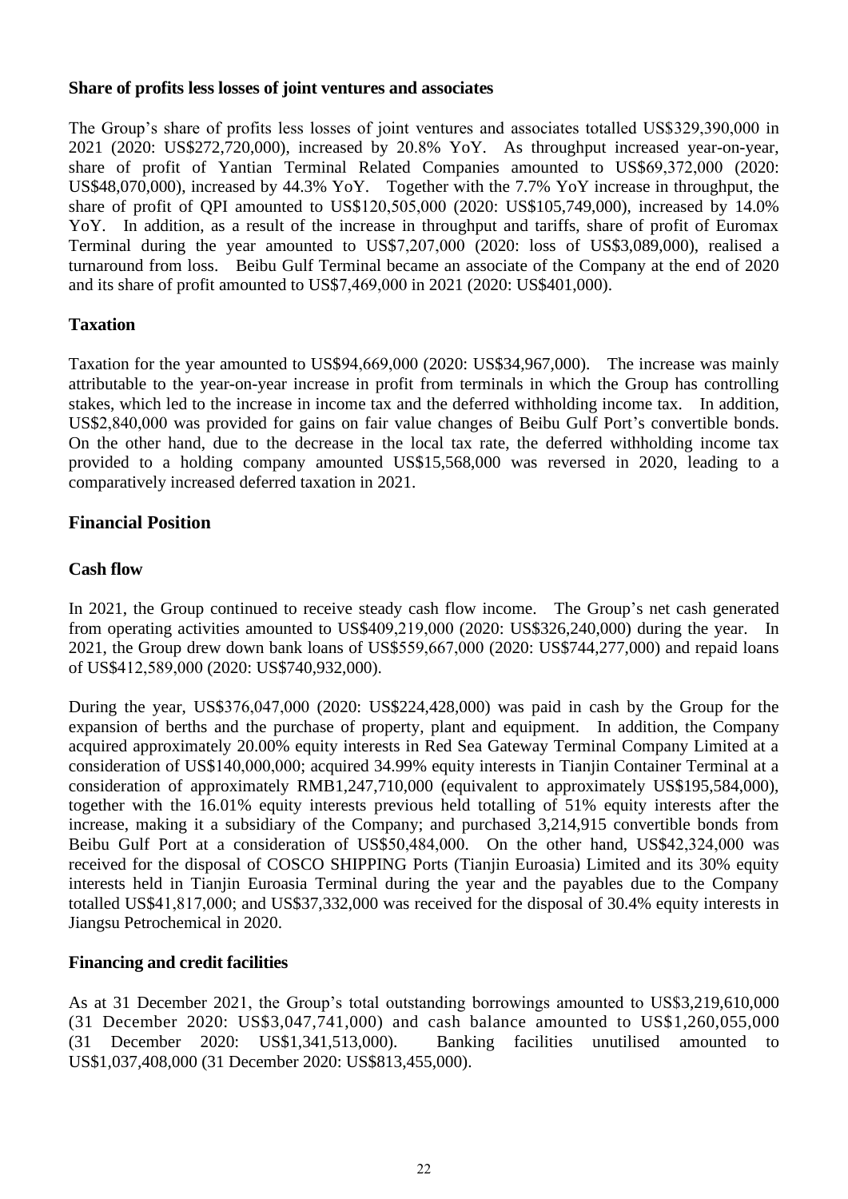**Share of profits less losses of joint ventures and associates**

The Group's share of profits less losses of joint ventures and associates totalled US$329,390,000 in 2021 (2020: US$272,720,000), increased by 20.8% YoY. As throughput increased year-on-year, share of profit of Yantian Terminal Related Companies amounted to US$69,372,000 (2020: US$48,070,000), increased by 44.3% YoY. Together with the 7.7% YoY increase in throughput, the share of profit of QPI amounted to US$120,505,000 (2020: US$105,749,000), increased by 14.0% YoY. In addition, as a result of the increase in throughput and tariffs, share of profit of Euromax Terminal during the year amounted to US$7,207,000 (2020: loss of US$3,089,000), realised a turnaround from loss. Beibu Gulf Terminal became an associate of the Company at the end of 2020 and its share of profit amounted to US$7,469,000 in 2021 (2020: US$401,000).

## Taxation

Taxation for the year amounted to US$94,669,000 (2020: US$34,967,000). The increase was mainly attributable to the year-on-year increase in profit from terminals in which the Group has controlling stakes, which led to the increase in income tax and the deferred withholding income tax. In addition, US$2,840,000 was provided for gains on fair value changes of Beibu Gulf Port's convertible bonds. On the other hand, due to the decrease in the local tax rate, the deferred withholding income tax provided to a holding company amounted US$15,568,000 was reversed in 2020, leading to a comparatively increased deferred taxation in 2021.

# Financial Position

## Cash flow

In 2021, the Group continued to receive steady cash flow income. The Group's net cash generated from operating activities amounted to US$409,219,000 (2020: US$326,240,000) during the year. In 2021, the Group drew down bank loans of US$559,667,000 (2020: US$744,277,000) and repaid loans of US$412,589,000 (2020: US$740,932,000).

During the year, US$376,047,000 (2020: US$224,428,000) was paid in cash by the Group for the expansion of berths and the purchase of property, plant and equipment. In addition, the Company acquired approximately 20.00% equity interests in Red Sea Gateway Terminal Company Limited at a consideration of US$140,000,000; acquired 34.99% equity interests in Tianjin Container Terminal at a consideration of approximately RMB1,247,710,000 (equivalent to approximately US$195,584,000), together with the 16.01% equity interests previous held totalling of 51% equity interests after the increase, making it a subsidiary of the Company; and purchased 3,214,915 convertible bonds from Beibu Gulf Port at a consideration of US$50,484,000. On the other hand, US$42,324,000 was received for the disposal of COSCO SHIPPING Ports (Tianjin Euroasia) Limited and its 30% equity interests held in Tianjin Euroasia Terminal during the year and the payables due to the Company totalled US$41,817,000; and US$37,332,000 was received for the disposal of 30.4% equity interests in Jiangsu Petrochemical in 2020.

## Financing and credit facilities

As at 31 December 2021, the Group's total outstanding borrowings amounted to US$3,219,610,000 (31 December 2020: US$3,047,741,000) and cash balance amounted to US$1,260,055,000 (31 December 2020: US$1,341,513,000). Banking facilities unutilised amounted to US$1,037,408,000 (31 December 2020: US$813,455,000).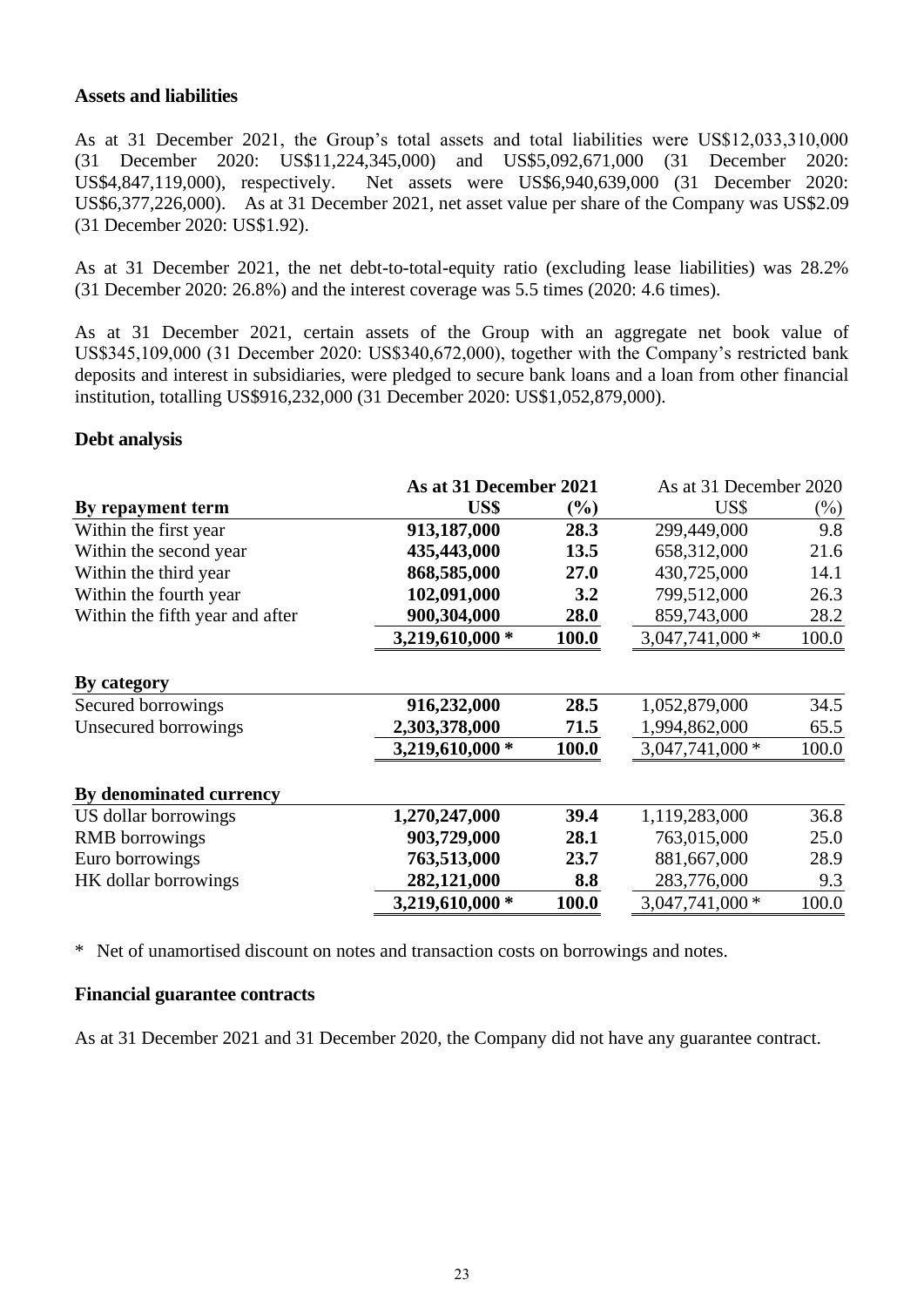**Assets and liabilities**

As at 31 December 2021, the Group's total assets and total liabilities were US$12,033,310,000 (31 December 2020: US$11,224,345,000) and US$5,092,671,000 (31 December 2020: US$4,847,119,000), respectively. Net assets were US$6,940,639,000 (31 December 2020: US$6,377,226,000). As at 31 December 2021, net asset value per share of the Company was US$2.09 (31 December 2020: US$1.92).

As at 31 December 2021, the net debt-to-total-equity ratio (excluding lease liabilities) was 28.2% (31 December 2020: 26.8%) and the interest coverage was 5.5 times (2020: 4.6 times).

As at 31 December 2021, certain assets of the Group with an aggregate net book value of US$345,109,000 (31 December 2020: US$340,672,000), together with the Company's restricted bank deposits and interest in subsidiaries, were pledged to secure bank loans and a loan from other financial institution, totalling US$916,232,000 (31 December 2020: US$1,052,879,000).

**Debt analysis**

| | **As at 31 December 2021** | | As at 31 December 2020 | |
|---|---|---|---|---|
| **By repayment term** | **US$** | **(%)** | US$ | (%) |
| Within the first year | **913,187,000** | **28.3** | 299,449,000 | 9.8 |
| Within the second year | **435,443,000** | **13.5** | 658,312,000 | 21.6 |
| Within the third year | **868,585,000** | **27.0** | 430,725,000 | 14.1 |
| Within the fourth year | **102,091,000** | **3.2** | 799,512,000 | 26.3 |
| Within the fifth year and after | **900,304,000** | **28.0** | 859,743,000 | 28.2 |
| | **3,219,610,000 *** | **100.0** | 3,047,741,000 * | 100.0 |
| **By category** | | | | |
| Secured borrowings | **916,232,000** | **28.5** | 1,052,879,000 | 34.5 |
| Unsecured borrowings | **2,303,378,000** | **71.5** | 1,994,862,000 | 65.5 |
| | **3,219,610,000 *** | **100.0** | 3,047,741,000 * | 100.0 |
| **By denominated currency** | | | | |
| US dollar borrowings | **1,270,247,000** | **39.4** | 1,119,283,000 | 36.8 |
| RMB borrowings | **903,729,000** | **28.1** | 763,015,000 | 25.0 |
| Euro borrowings | **763,513,000** | **23.7** | 881,667,000 | 28.9 |
| HK dollar borrowings | **282,121,000** | **8.8** | 283,776,000 | 9.3 |
| | **3,219,610,000 *** | **100.0** | 3,047,741,000 * | 100.0 |

\* Net of unamortised discount on notes and transaction costs on borrowings and notes.

**Financial guarantee contracts**

As at 31 December 2021 and 31 December 2020, the Company did not have any guarantee contract.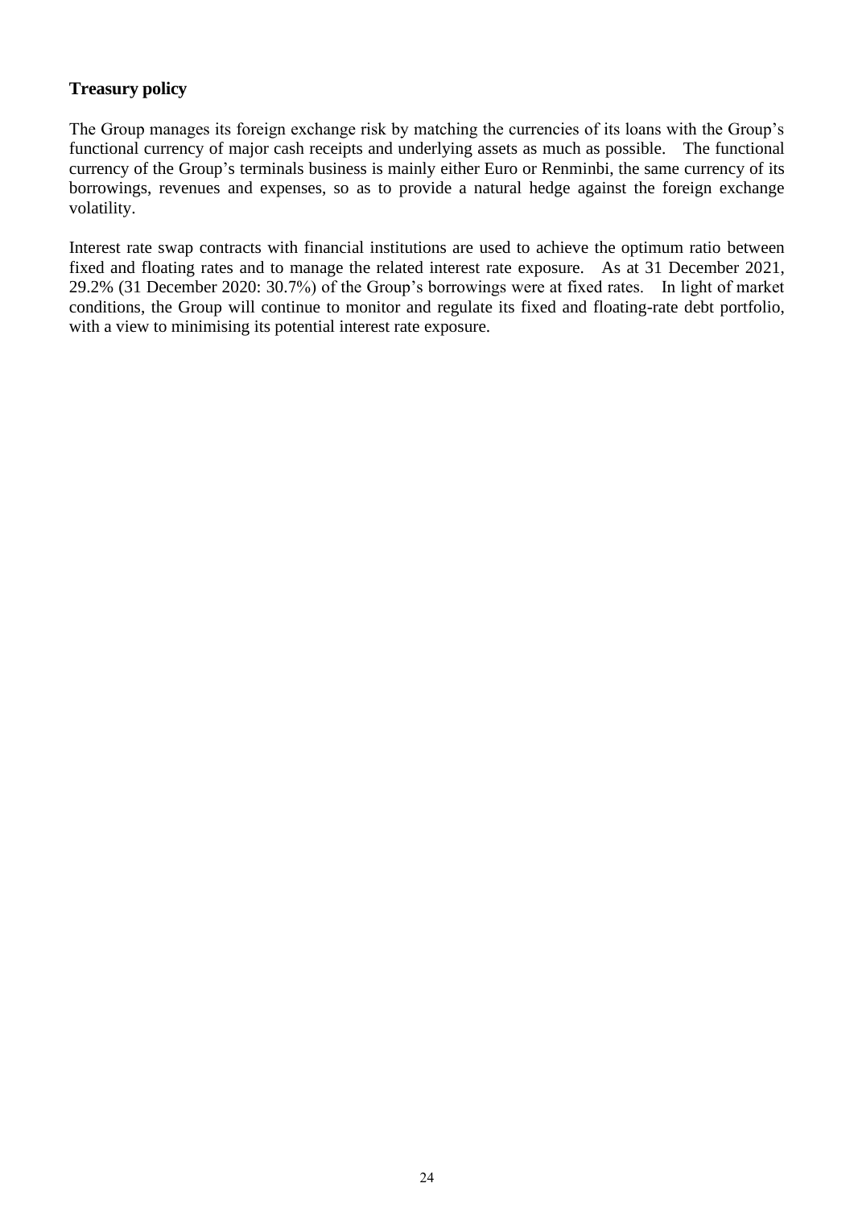**Treasury policy**

The Group manages its foreign exchange risk by matching the currencies of its loans with the Group's functional currency of major cash receipts and underlying assets as much as possible. The functional currency of the Group's terminals business is mainly either Euro or Renminbi, the same currency of its borrowings, revenues and expenses, so as to provide a natural hedge against the foreign exchange volatility.

Interest rate swap contracts with financial institutions are used to achieve the optimum ratio between fixed and floating rates and to manage the related interest rate exposure. As at 31 December 2021, 29.2% (31 December 2020: 30.7%) of the Group's borrowings were at fixed rates. In light of market conditions, the Group will continue to monitor and regulate its fixed and floating-rate debt portfolio, with a view to minimising its potential interest rate exposure.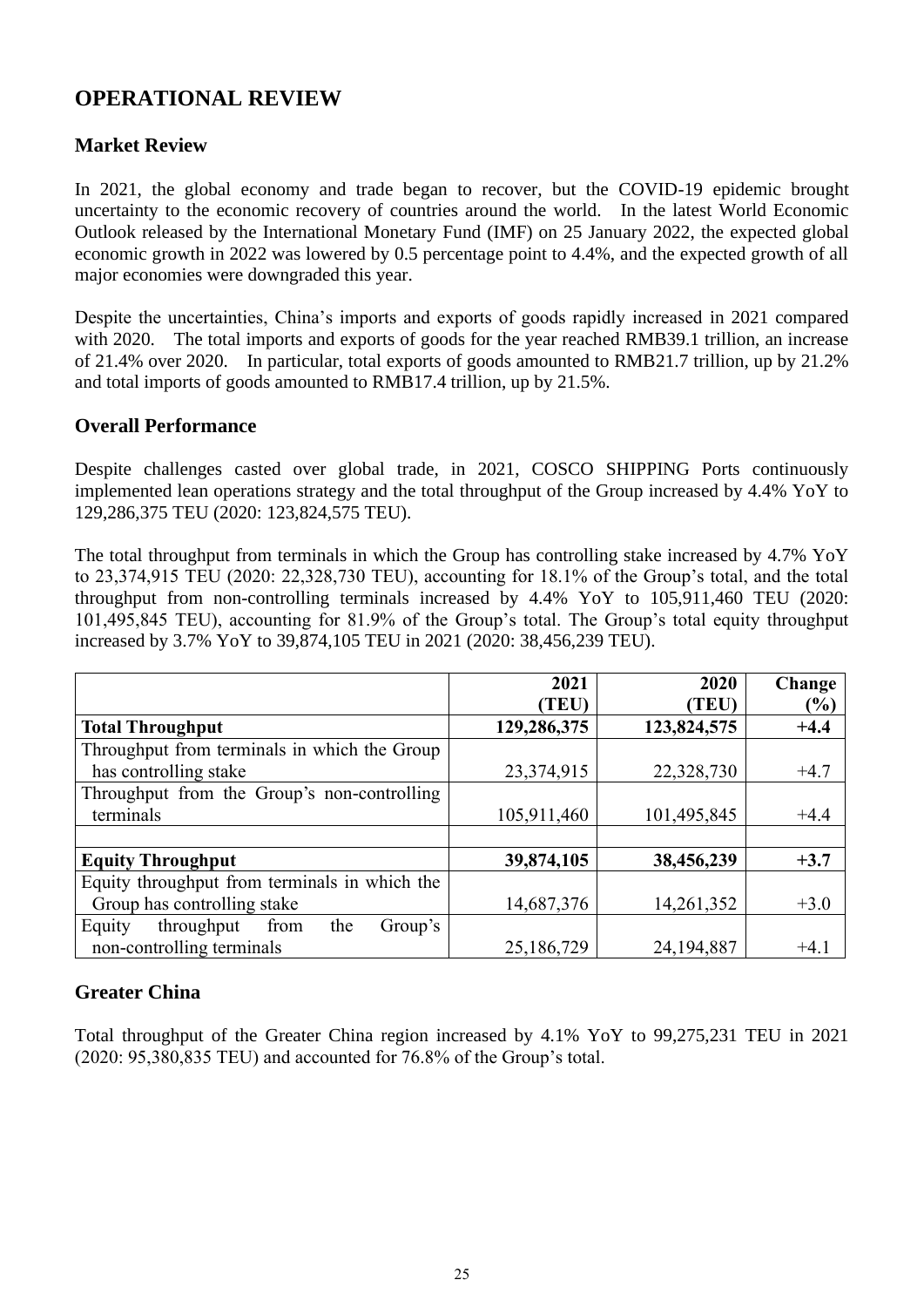# OPERATIONAL REVIEW

## Market Review

In 2021, the global economy and trade began to recover, but the COVID-19 epidemic brought uncertainty to the economic recovery of countries around the world. In the latest World Economic Outlook released by the International Monetary Fund (IMF) on 25 January 2022, the expected global economic growth in 2022 was lowered by 0.5 percentage point to 4.4%, and the expected growth of all major economies were downgraded this year.

Despite the uncertainties, China's imports and exports of goods rapidly increased in 2021 compared with 2020. The total imports and exports of goods for the year reached RMB39.1 trillion, an increase of 21.4% over 2020. In particular, total exports of goods amounted to RMB21.7 trillion, up by 21.2% and total imports of goods amounted to RMB17.4 trillion, up by 21.5%.

## Overall Performance

Despite challenges casted over global trade, in 2021, COSCO SHIPPING Ports continuously implemented lean operations strategy and the total throughput of the Group increased by 4.4% YoY to 129,286,375 TEU (2020: 123,824,575 TEU).

The total throughput from terminals in which the Group has controlling stake increased by 4.7% YoY to 23,374,915 TEU (2020: 22,328,730 TEU), accounting for 18.1% of the Group's total, and the total throughput from non-controlling terminals increased by 4.4% YoY to 105,911,460 TEU (2020: 101,495,845 TEU), accounting for 81.9% of the Group's total. The Group's total equity throughput increased by 3.7% YoY to 39,874,105 TEU in 2021 (2020: 38,456,239 TEU).

| | 2021 (TEU) | 2020 (TEU) | Change (%) |
|---|---|---|---|
| **Total Throughput** | **129,286,375** | **123,824,575** | **+4.4** |
| Throughput from terminals in which the Group has controlling stake | 23,374,915 | 22,328,730 | +4.7 |
| Throughput from the Group's non-controlling terminals | 105,911,460 | 101,495,845 | +4.4 |
| | | | |
| **Equity Throughput** | **39,874,105** | **38,456,239** | **+3.7** |
| Equity throughput from terminals in which the Group has controlling stake | 14,687,376 | 14,261,352 | +3.0 |
| Equity throughput from the Group's non-controlling terminals | 25,186,729 | 24,194,887 | +4.1 |

## Greater China

Total throughput of the Greater China region increased by 4.1% YoY to 99,275,231 TEU in 2021 (2020: 95,380,835 TEU) and accounted for 76.8% of the Group's total.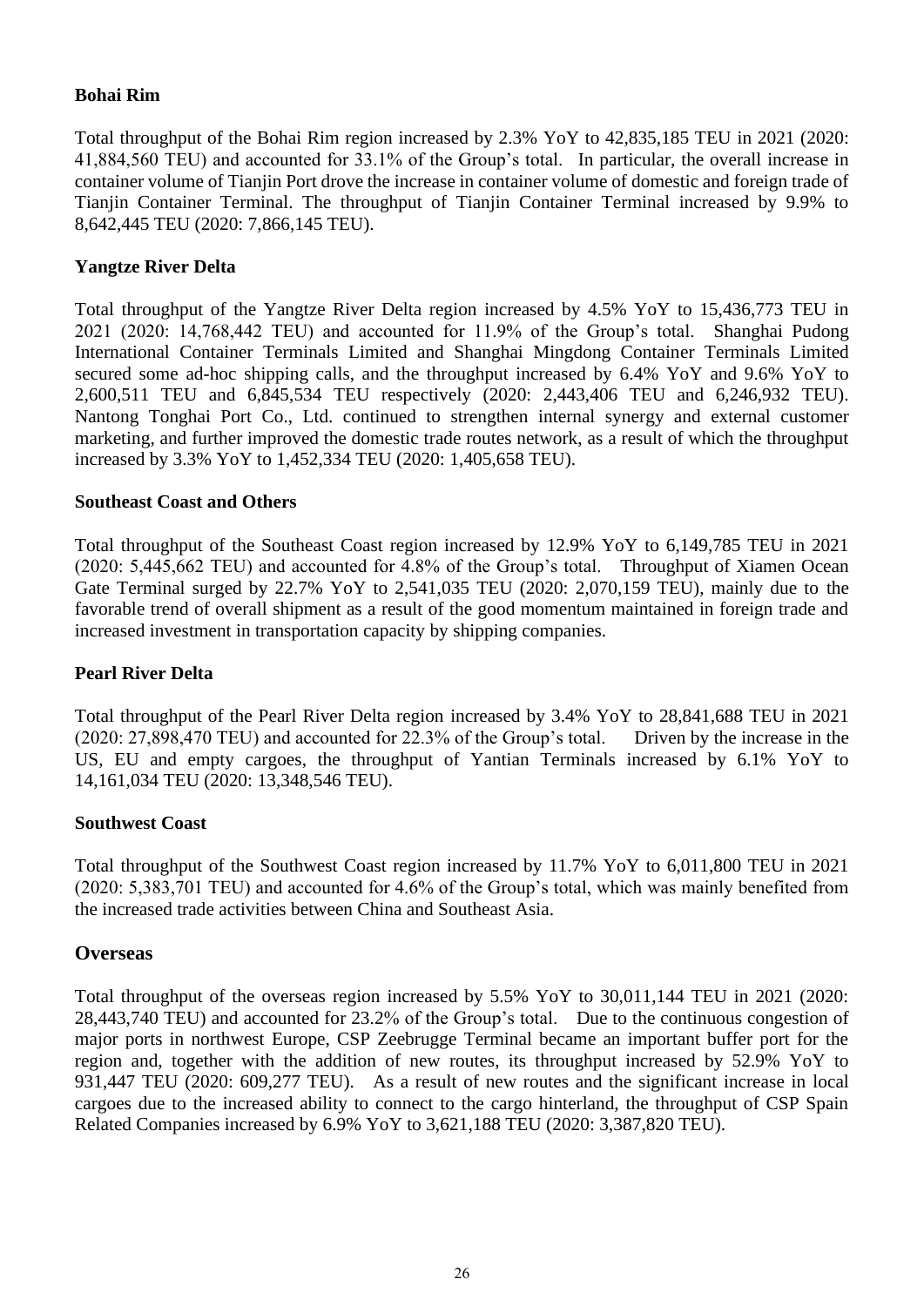### Bohai Rim

Total throughput of the Bohai Rim region increased by 2.3% YoY to 42,835,185 TEU in 2021 (2020: 41,884,560 TEU) and accounted for 33.1% of the Group's total. In particular, the overall increase in container volume of Tianjin Port drove the increase in container volume of domestic and foreign trade of Tianjin Container Terminal. The throughput of Tianjin Container Terminal increased by 9.9% to 8,642,445 TEU (2020: 7,866,145 TEU).

### Yangtze River Delta

Total throughput of the Yangtze River Delta region increased by 4.5% YoY to 15,436,773 TEU in 2021 (2020: 14,768,442 TEU) and accounted for 11.9% of the Group's total. Shanghai Pudong International Container Terminals Limited and Shanghai Mingdong Container Terminals Limited secured some ad-hoc shipping calls, and the throughput increased by 6.4% YoY and 9.6% YoY to 2,600,511 TEU and 6,845,534 TEU respectively (2020: 2,443,406 TEU and 6,246,932 TEU). Nantong Tonghai Port Co., Ltd. continued to strengthen internal synergy and external customer marketing, and further improved the domestic trade routes network, as a result of which the throughput increased by 3.3% YoY to 1,452,334 TEU (2020: 1,405,658 TEU).

### Southeast Coast and Others

Total throughput of the Southeast Coast region increased by 12.9% YoY to 6,149,785 TEU in 2021 (2020: 5,445,662 TEU) and accounted for 4.8% of the Group's total. Throughput of Xiamen Ocean Gate Terminal surged by 22.7% YoY to 2,541,035 TEU (2020: 2,070,159 TEU), mainly due to the favorable trend of overall shipment as a result of the good momentum maintained in foreign trade and increased investment in transportation capacity by shipping companies.

### Pearl River Delta

Total throughput of the Pearl River Delta region increased by 3.4% YoY to 28,841,688 TEU in 2021 (2020: 27,898,470 TEU) and accounted for 22.3% of the Group's total. Driven by the increase in the US, EU and empty cargoes, the throughput of Yantian Terminals increased by 6.1% YoY to 14,161,034 TEU (2020: 13,348,546 TEU).

### Southwest Coast

Total throughput of the Southwest Coast region increased by 11.7% YoY to 6,011,800 TEU in 2021 (2020: 5,383,701 TEU) and accounted for 4.6% of the Group's total, which was mainly benefited from the increased trade activities between China and Southeast Asia.

## Overseas

Total throughput of the overseas region increased by 5.5% YoY to 30,011,144 TEU in 2021 (2020: 28,443,740 TEU) and accounted for 23.2% of the Group's total. Due to the continuous congestion of major ports in northwest Europe, CSP Zeebrugge Terminal became an important buffer port for the region and, together with the addition of new routes, its throughput increased by 52.9% YoY to 931,447 TEU (2020: 609,277 TEU). As a result of new routes and the significant increase in local cargoes due to the increased ability to connect to the cargo hinterland, the throughput of CSP Spain Related Companies increased by 6.9% YoY to 3,621,188 TEU (2020: 3,387,820 TEU).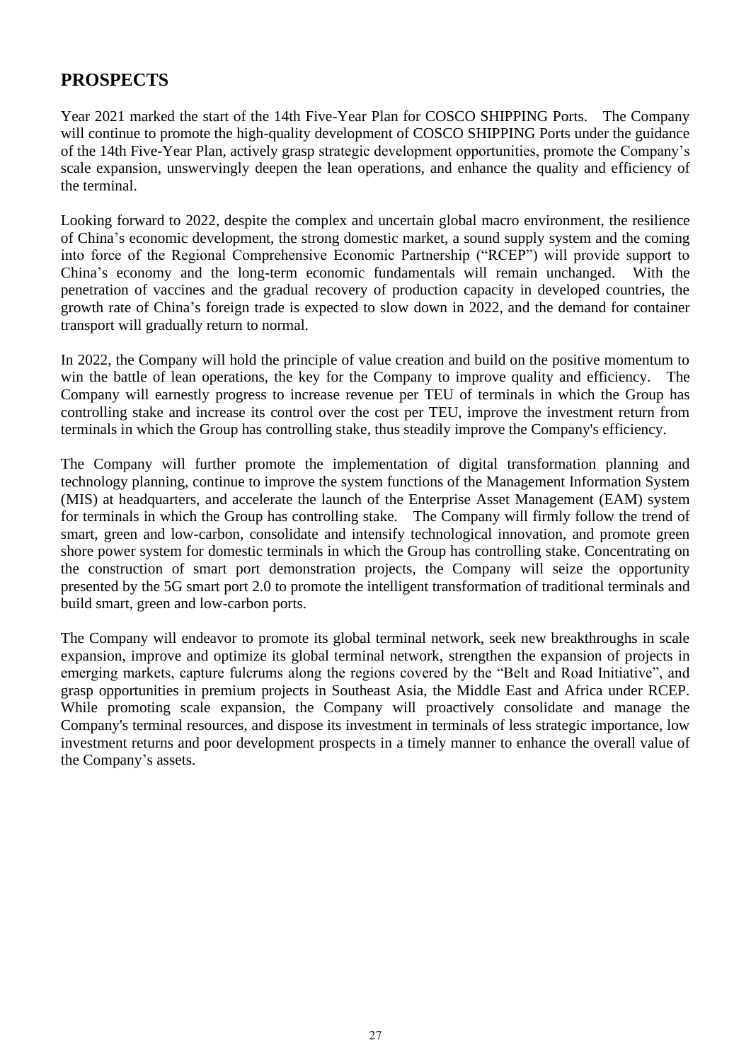## PROSPECTS

Year 2021 marked the start of the 14th Five-Year Plan for COSCO SHIPPING Ports. The Company will continue to promote the high-quality development of COSCO SHIPPING Ports under the guidance of the 14th Five-Year Plan, actively grasp strategic development opportunities, promote the Company's scale expansion, unswervingly deepen the lean operations, and enhance the quality and efficiency of the terminal.

Looking forward to 2022, despite the complex and uncertain global macro environment, the resilience of China's economic development, the strong domestic market, a sound supply system and the coming into force of the Regional Comprehensive Economic Partnership ("RCEP") will provide support to China's economy and the long-term economic fundamentals will remain unchanged. With the penetration of vaccines and the gradual recovery of production capacity in developed countries, the growth rate of China's foreign trade is expected to slow down in 2022, and the demand for container transport will gradually return to normal.

In 2022, the Company will hold the principle of value creation and build on the positive momentum to win the battle of lean operations, the key for the Company to improve quality and efficiency. The Company will earnestly progress to increase revenue per TEU of terminals in which the Group has controlling stake and increase its control over the cost per TEU, improve the investment return from terminals in which the Group has controlling stake, thus steadily improve the Company's efficiency.

The Company will further promote the implementation of digital transformation planning and technology planning, continue to improve the system functions of the Management Information System (MIS) at headquarters, and accelerate the launch of the Enterprise Asset Management (EAM) system for terminals in which the Group has controlling stake. The Company will firmly follow the trend of smart, green and low-carbon, consolidate and intensify technological innovation, and promote green shore power system for domestic terminals in which the Group has controlling stake. Concentrating on the construction of smart port demonstration projects, the Company will seize the opportunity presented by the 5G smart port 2.0 to promote the intelligent transformation of traditional terminals and build smart, green and low-carbon ports.

The Company will endeavor to promote its global terminal network, seek new breakthroughs in scale expansion, improve and optimize its global terminal network, strengthen the expansion of projects in emerging markets, capture fulcrums along the regions covered by the "Belt and Road Initiative", and grasp opportunities in premium projects in Southeast Asia, the Middle East and Africa under RCEP. While promoting scale expansion, the Company will proactively consolidate and manage the Company's terminal resources, and dispose its investment in terminals of less strategic importance, low investment returns and poor development prospects in a timely manner to enhance the overall value of the Company's assets.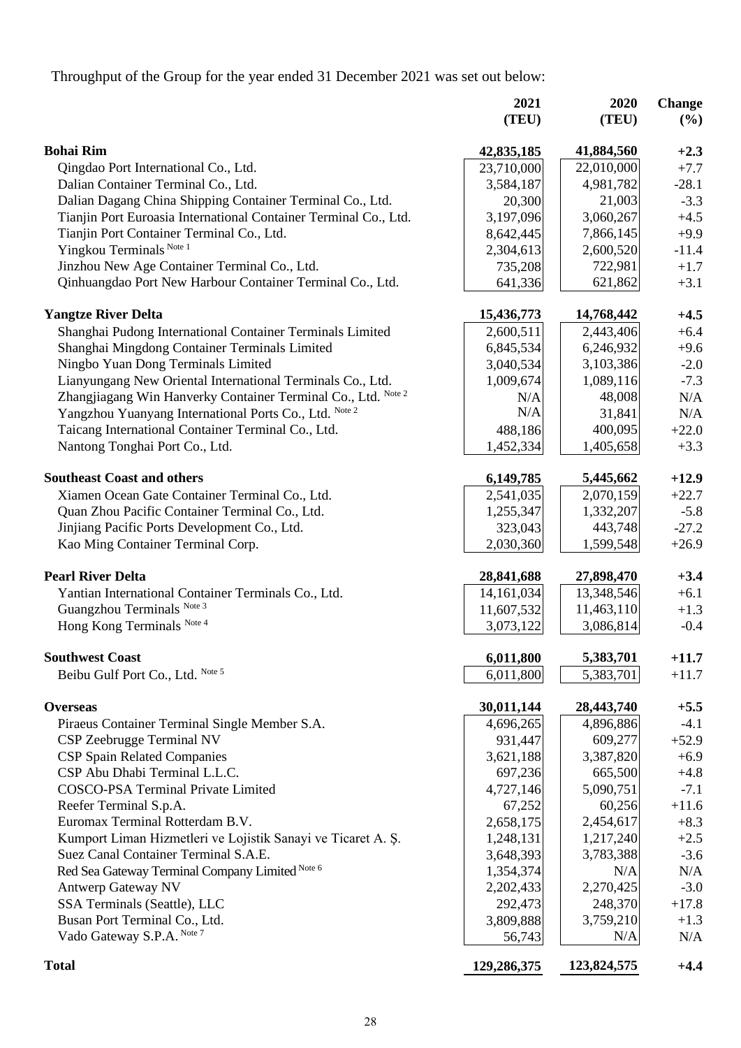Throughput of the Group for the year ended 31 December 2021 was set out below:

| | 2021 (TEU) | 2020 (TEU) | Change (%) |
|---|---|---|---|
| **Bohai Rim** | **42,835,185** | **41,884,560** | **+2.3** |
| Qingdao Port International Co., Ltd. | 23,710,000 | 22,010,000 | +7.7 |
| Dalian Container Terminal Co., Ltd. | 3,584,187 | 4,981,782 | -28.1 |
| Dalian Dagang China Shipping Container Terminal Co., Ltd. | 20,300 | 21,003 | -3.3 |
| Tianjin Port Euroasia International Container Terminal Co., Ltd. | 3,197,096 | 3,060,267 | +4.5 |
| Tianjin Port Container Terminal Co., Ltd. | 8,642,445 | 7,866,145 | +9.9 |
| Yingkou Terminals Note 1 | 2,304,613 | 2,600,520 | -11.4 |
| Jinzhou New Age Container Terminal Co., Ltd. | 735,208 | 722,981 | +1.7 |
| Qinhuangdao Port New Harbour Container Terminal Co., Ltd. | 641,336 | 621,862 | +3.1 |
| **Yangtze River Delta** | **15,436,773** | **14,768,442** | **+4.5** |
| Shanghai Pudong International Container Terminals Limited | 2,600,511 | 2,443,406 | +6.4 |
| Shanghai Mingdong Container Terminals Limited | 6,845,534 | 6,246,932 | +9.6 |
| Ningbo Yuan Dong Terminals Limited | 3,040,534 | 3,103,386 | -2.0 |
| Lianyungang New Oriental International Terminals Co., Ltd. | 1,009,674 | 1,089,116 | -7.3 |
| Zhangjiagang Win Hanverky Container Terminal Co., Ltd. Note 2 | N/A | 48,008 | N/A |
| Yangzhou Yuanyang International Ports Co., Ltd. Note 2 | N/A | 31,841 | N/A |
| Taicang International Container Terminal Co., Ltd. | 488,186 | 400,095 | +22.0 |
| Nantong Tonghai Port Co., Ltd. | 1,452,334 | 1,405,658 | +3.3 |
| **Southeast Coast and others** | **6,149,785** | **5,445,662** | **+12.9** |
| Xiamen Ocean Gate Container Terminal Co., Ltd. | 2,541,035 | 2,070,159 | +22.7 |
| Quan Zhou Pacific Container Terminal Co., Ltd. | 1,255,347 | 1,332,207 | -5.8 |
| Jinjiang Pacific Ports Development Co., Ltd. | 323,043 | 443,748 | -27.2 |
| Kao Ming Container Terminal Corp. | 2,030,360 | 1,599,548 | +26.9 |
| **Pearl River Delta** | **28,841,688** | **27,898,470** | **+3.4** |
| Yantian International Container Terminals Co., Ltd. | 14,161,034 | 13,348,546 | +6.1 |
| Guangzhou Terminals Note 3 | 11,607,532 | 11,463,110 | +1.3 |
| Hong Kong Terminals Note 4 | 3,073,122 | 3,086,814 | -0.4 |
| **Southwest Coast** | **6,011,800** | **5,383,701** | **+11.7** |
| Beibu Gulf Port Co., Ltd. Note 5 | 6,011,800 | 5,383,701 | +11.7 |
| **Overseas** | **30,011,144** | **28,443,740** | **+5.5** |
| Piraeus Container Terminal Single Member S.A. | 4,696,265 | 4,896,886 | -4.1 |
| CSP Zeebrugge Terminal NV | 931,447 | 609,277 | +52.9 |
| CSP Spain Related Companies | 3,621,188 | 3,387,820 | +6.9 |
| CSP Abu Dhabi Terminal L.L.C. | 697,236 | 665,500 | +4.8 |
| COSCO-PSA Terminal Private Limited | 4,727,146 | 5,090,751 | -7.1 |
| Reefer Terminal S.p.A. | 67,252 | 60,256 | +11.6 |
| Euromax Terminal Rotterdam B.V. | 2,658,175 | 2,454,617 | +8.3 |
| Kumport Liman Hizmetleri ve Lojistik Sanayi ve Ticaret A. Ş. | 1,248,131 | 1,217,240 | +2.5 |
| Suez Canal Container Terminal S.A.E. | 3,648,393 | 3,783,388 | -3.6 |
| Red Sea Gateway Terminal Company Limited Note 6 | 1,354,374 | N/A | N/A |
| Antwerp Gateway NV | 2,202,433 | 2,270,425 | -3.0 |
| SSA Terminals (Seattle), LLC | 292,473 | 248,370 | +17.8 |
| Busan Port Terminal Co., Ltd. | 3,809,888 | 3,759,210 | +1.3 |
| Vado Gateway S.P.A. Note 7 | 56,743 | N/A | N/A |
| **Total** | **129,286,375** | **123,824,575** | **+4.4** |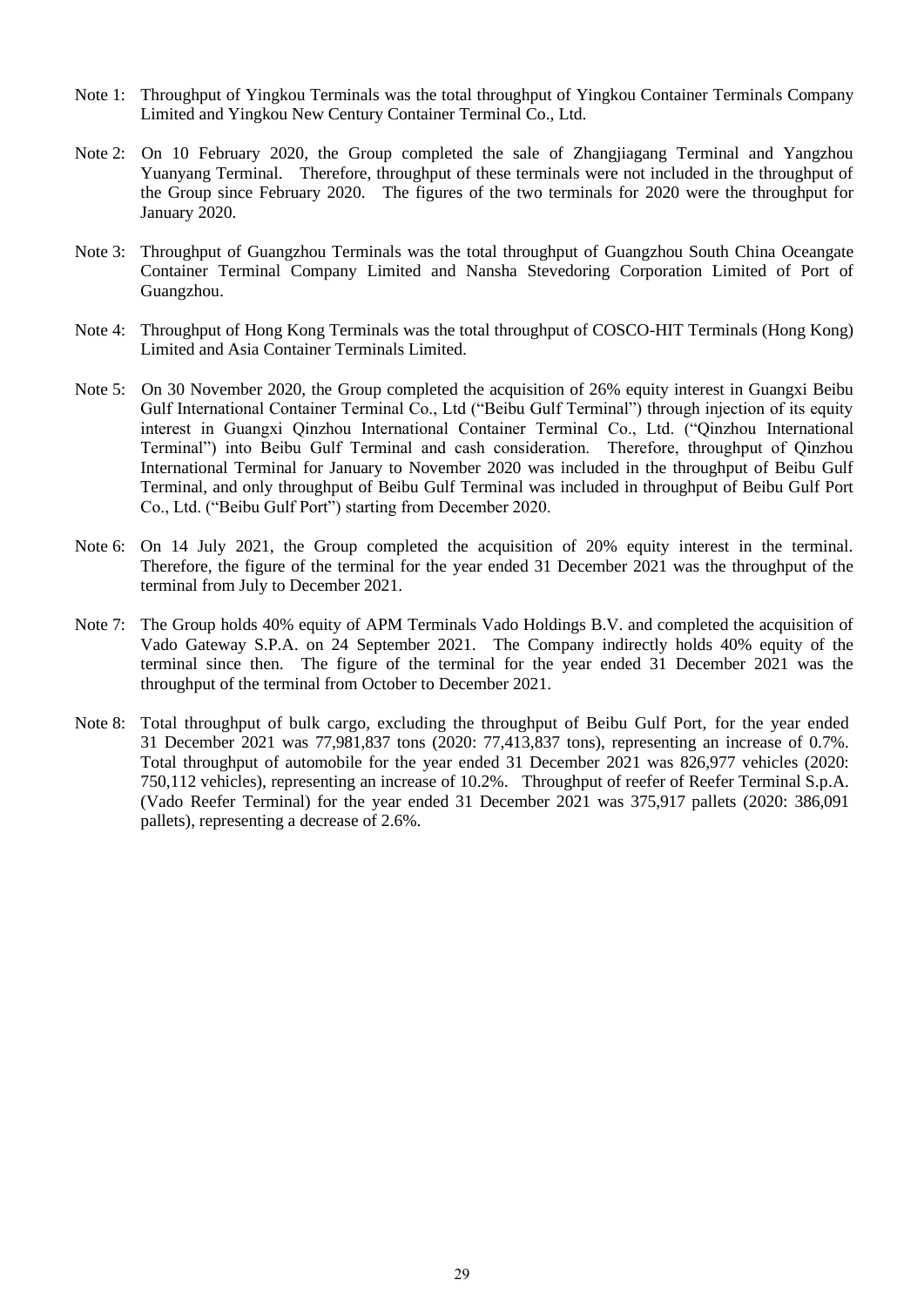Note 1: Throughput of Yingkou Terminals was the total throughput of Yingkou Container Terminals Company Limited and Yingkou New Century Container Terminal Co., Ltd.

Note 2: On 10 February 2020, the Group completed the sale of Zhangjiagang Terminal and Yangzhou Yuanyang Terminal. Therefore, throughput of these terminals were not included in the throughput of the Group since February 2020. The figures of the two terminals for 2020 were the throughput for January 2020.

Note 3: Throughput of Guangzhou Terminals was the total throughput of Guangzhou South China Oceangate Container Terminal Company Limited and Nansha Stevedoring Corporation Limited of Port of Guangzhou.

Note 4: Throughput of Hong Kong Terminals was the total throughput of COSCO-HIT Terminals (Hong Kong) Limited and Asia Container Terminals Limited.

Note 5: On 30 November 2020, the Group completed the acquisition of 26% equity interest in Guangxi Beibu Gulf International Container Terminal Co., Ltd ("Beibu Gulf Terminal") through injection of its equity interest in Guangxi Qinzhou International Container Terminal Co., Ltd. ("Qinzhou International Terminal") into Beibu Gulf Terminal and cash consideration. Therefore, throughput of Qinzhou International Terminal for January to November 2020 was included in the throughput of Beibu Gulf Terminal, and only throughput of Beibu Gulf Terminal was included in throughput of Beibu Gulf Port Co., Ltd. ("Beibu Gulf Port") starting from December 2020.

Note 6: On 14 July 2021, the Group completed the acquisition of 20% equity interest in the terminal. Therefore, the figure of the terminal for the year ended 31 December 2021 was the throughput of the terminal from July to December 2021.

Note 7: The Group holds 40% equity of APM Terminals Vado Holdings B.V. and completed the acquisition of Vado Gateway S.P.A. on 24 September 2021. The Company indirectly holds 40% equity of the terminal since then. The figure of the terminal for the year ended 31 December 2021 was the throughput of the terminal from October to December 2021.

Note 8: Total throughput of bulk cargo, excluding the throughput of Beibu Gulf Port, for the year ended 31 December 2021 was 77,981,837 tons (2020: 77,413,837 tons), representing an increase of 0.7%. Total throughput of automobile for the year ended 31 December 2021 was 826,977 vehicles (2020: 750,112 vehicles), representing an increase of 10.2%. Throughput of reefer of Reefer Terminal S.p.A. (Vado Reefer Terminal) for the year ended 31 December 2021 was 375,917 pallets (2020: 386,091 pallets), representing a decrease of 2.6%.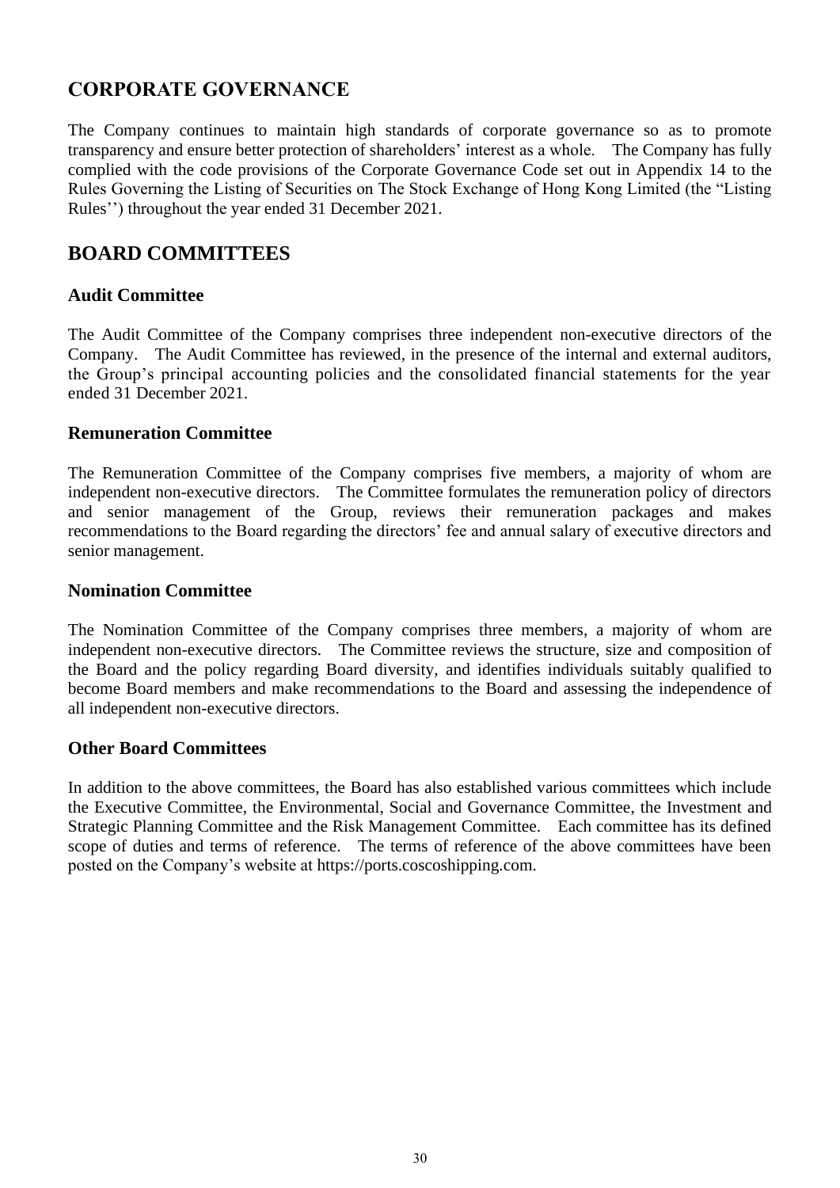## CORPORATE GOVERNANCE

The Company continues to maintain high standards of corporate governance so as to promote transparency and ensure better protection of shareholders' interest as a whole. The Company has fully complied with the code provisions of the Corporate Governance Code set out in Appendix 14 to the Rules Governing the Listing of Securities on The Stock Exchange of Hong Kong Limited (the "Listing Rules'') throughout the year ended 31 December 2021.

## BOARD COMMITTEES

### Audit Committee

The Audit Committee of the Company comprises three independent non-executive directors of the Company. The Audit Committee has reviewed, in the presence of the internal and external auditors, the Group's principal accounting policies and the consolidated financial statements for the year ended 31 December 2021.

### Remuneration Committee

The Remuneration Committee of the Company comprises five members, a majority of whom are independent non-executive directors. The Committee formulates the remuneration policy of directors and senior management of the Group, reviews their remuneration packages and makes recommendations to the Board regarding the directors' fee and annual salary of executive directors and senior management.

### Nomination Committee

The Nomination Committee of the Company comprises three members, a majority of whom are independent non-executive directors. The Committee reviews the structure, size and composition of the Board and the policy regarding Board diversity, and identifies individuals suitably qualified to become Board members and make recommendations to the Board and assessing the independence of all independent non-executive directors.

### Other Board Committees

In addition to the above committees, the Board has also established various committees which include the Executive Committee, the Environmental, Social and Governance Committee, the Investment and Strategic Planning Committee and the Risk Management Committee. Each committee has its defined scope of duties and terms of reference. The terms of reference of the above committees have been posted on the Company's website at https://ports.coscoshipping.com.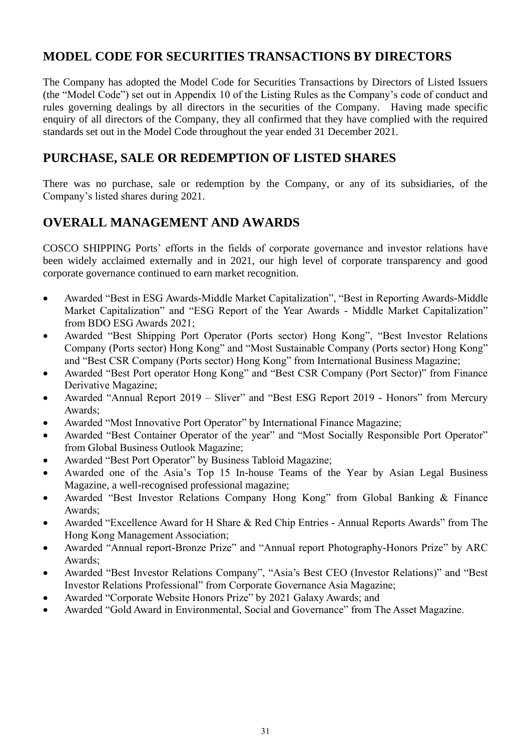## MODEL CODE FOR SECURITIES TRANSACTIONS BY DIRECTORS

The Company has adopted the Model Code for Securities Transactions by Directors of Listed Issuers (the "Model Code") set out in Appendix 10 of the Listing Rules as the Company's code of conduct and rules governing dealings by all directors in the securities of the Company. Having made specific enquiry of all directors of the Company, they all confirmed that they have complied with the required standards set out in the Model Code throughout the year ended 31 December 2021.

## PURCHASE, SALE OR REDEMPTION OF LISTED SHARES

There was no purchase, sale or redemption by the Company, or any of its subsidiaries, of the Company's listed shares during 2021.

## OVERALL MANAGEMENT AND AWARDS

COSCO SHIPPING Ports' efforts in the fields of corporate governance and investor relations have been widely acclaimed externally and in 2021, our high level of corporate transparency and good corporate governance continued to earn market recognition.

- Awarded "Best in ESG Awards-Middle Market Capitalization", "Best in Reporting Awards-Middle Market Capitalization" and "ESG Report of the Year Awards - Middle Market Capitalization" from BDO ESG Awards 2021;
- Awarded "Best Shipping Port Operator (Ports sector) Hong Kong", "Best Investor Relations Company (Ports sector) Hong Kong" and "Most Sustainable Company (Ports sector) Hong Kong" and "Best CSR Company (Ports sector) Hong Kong" from International Business Magazine;
- Awarded "Best Port operator Hong Kong" and "Best CSR Company (Port Sector)" from Finance Derivative Magazine;
- Awarded "Annual Report 2019 – Sliver" and "Best ESG Report 2019 - Honors" from Mercury Awards;
- Awarded "Most Innovative Port Operator" by International Finance Magazine;
- Awarded "Best Container Operator of the year" and "Most Socially Responsible Port Operator" from Global Business Outlook Magazine;
- Awarded "Best Port Operator" by Business Tabloid Magazine;
- Awarded one of the Asia's Top 15 In-house Teams of the Year by Asian Legal Business Magazine, a well-recognised professional magazine;
- Awarded "Best Investor Relations Company Hong Kong" from Global Banking & Finance Awards;
- Awarded "Excellence Award for H Share & Red Chip Entries - Annual Reports Awards" from The Hong Kong Management Association;
- Awarded "Annual report-Bronze Prize" and "Annual report Photography-Honors Prize" by ARC Awards;
- Awarded "Best Investor Relations Company", "Asia's Best CEO (Investor Relations)" and "Best Investor Relations Professional" from Corporate Governance Asia Magazine;
- Awarded "Corporate Website Honors Prize" by 2021 Galaxy Awards; and
- Awarded "Gold Award in Environmental, Social and Governance" from The Asset Magazine.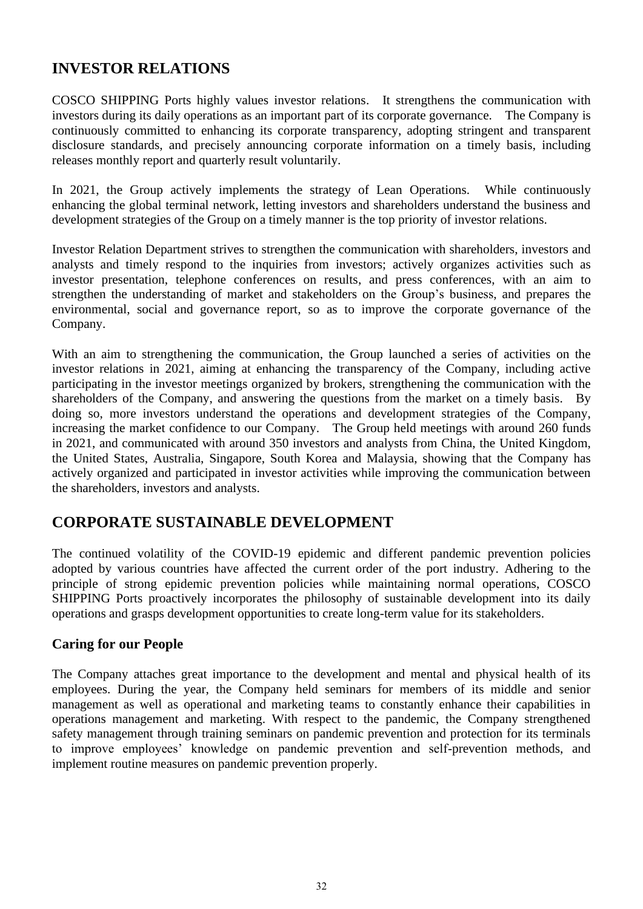## INVESTOR RELATIONS

COSCO SHIPPING Ports highly values investor relations. It strengthens the communication with investors during its daily operations as an important part of its corporate governance. The Company is continuously committed to enhancing its corporate transparency, adopting stringent and transparent disclosure standards, and precisely announcing corporate information on a timely basis, including releases monthly report and quarterly result voluntarily.

In 2021, the Group actively implements the strategy of Lean Operations. While continuously enhancing the global terminal network, letting investors and shareholders understand the business and development strategies of the Group on a timely manner is the top priority of investor relations.

Investor Relation Department strives to strengthen the communication with shareholders, investors and analysts and timely respond to the inquiries from investors; actively organizes activities such as investor presentation, telephone conferences on results, and press conferences, with an aim to strengthen the understanding of market and stakeholders on the Group's business, and prepares the environmental, social and governance report, so as to improve the corporate governance of the Company.

With an aim to strengthening the communication, the Group launched a series of activities on the investor relations in 2021, aiming at enhancing the transparency of the Company, including active participating in the investor meetings organized by brokers, strengthening the communication with the shareholders of the Company, and answering the questions from the market on a timely basis. By doing so, more investors understand the operations and development strategies of the Company, increasing the market confidence to our Company. The Group held meetings with around 260 funds in 2021, and communicated with around 350 investors and analysts from China, the United Kingdom, the United States, Australia, Singapore, South Korea and Malaysia, showing that the Company has actively organized and participated in investor activities while improving the communication between the shareholders, investors and analysts.

## CORPORATE SUSTAINABLE DEVELOPMENT

The continued volatility of the COVID-19 epidemic and different pandemic prevention policies adopted by various countries have affected the current order of the port industry. Adhering to the principle of strong epidemic prevention policies while maintaining normal operations, COSCO SHIPPING Ports proactively incorporates the philosophy of sustainable development into its daily operations and grasps development opportunities to create long-term value for its stakeholders.

### Caring for our People

The Company attaches great importance to the development and mental and physical health of its employees. During the year, the Company held seminars for members of its middle and senior management as well as operational and marketing teams to constantly enhance their capabilities in operations management and marketing. With respect to the pandemic, the Company strengthened safety management through training seminars on pandemic prevention and protection for its terminals to improve employees' knowledge on pandemic prevention and self-prevention methods, and implement routine measures on pandemic prevention properly.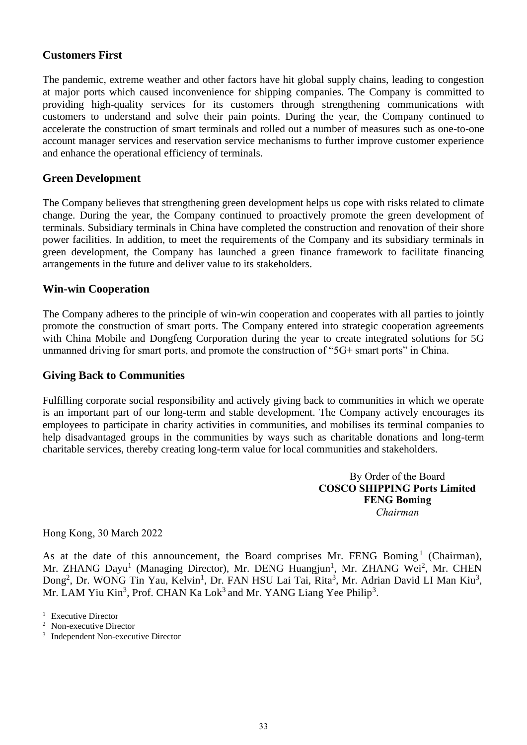## Customers First

The pandemic, extreme weather and other factors have hit global supply chains, leading to congestion at major ports which caused inconvenience for shipping companies. The Company is committed to providing high-quality services for its customers through strengthening communications with customers to understand and solve their pain points. During the year, the Company continued to accelerate the construction of smart terminals and rolled out a number of measures such as one-to-one account manager services and reservation service mechanisms to further improve customer experience and enhance the operational efficiency of terminals.

## Green Development

The Company believes that strengthening green development helps us cope with risks related to climate change. During the year, the Company continued to proactively promote the green development of terminals. Subsidiary terminals in China have completed the construction and renovation of their shore power facilities. In addition, to meet the requirements of the Company and its subsidiary terminals in green development, the Company has launched a green finance framework to facilitate financing arrangements in the future and deliver value to its stakeholders.

## Win-win Cooperation

The Company adheres to the principle of win-win cooperation and cooperates with all parties to jointly promote the construction of smart ports. The Company entered into strategic cooperation agreements with China Mobile and Dongfeng Corporation during the year to create integrated solutions for 5G unmanned driving for smart ports, and promote the construction of "5G+ smart ports" in China.

## Giving Back to Communities

Fulfilling corporate social responsibility and actively giving back to communities in which we operate is an important part of our long-term and stable development. The Company actively encourages its employees to participate in charity activities in communities, and mobilises its terminal companies to help disadvantaged groups in the communities by ways such as charitable donations and long-term charitable services, thereby creating long-term value for local communities and stakeholders.

By Order of the Board
**COSCO SHIPPING Ports Limited**
**FENG Boming**
*Chairman*

Hong Kong, 30 March 2022

As at the date of this announcement, the Board comprises Mr. FENG Boming[1] (Chairman), Mr. ZHANG Dayu[1] (Managing Director), Mr. DENG Huangjun[1], Mr. ZHANG Wei[2], Mr. CHEN Dong[2], Dr. WONG Tin Yau, Kelvin[1], Dr. FAN HSU Lai Tai, Rita[3], Mr. Adrian David LI Man Kiu[3], Mr. LAM Yiu Kin[3], Prof. CHAN Ka Lok[3] and Mr. YANG Liang Yee Philip[3].

[1] Executive Director
[2] Non-executive Director
[3] Independent Non-executive Director